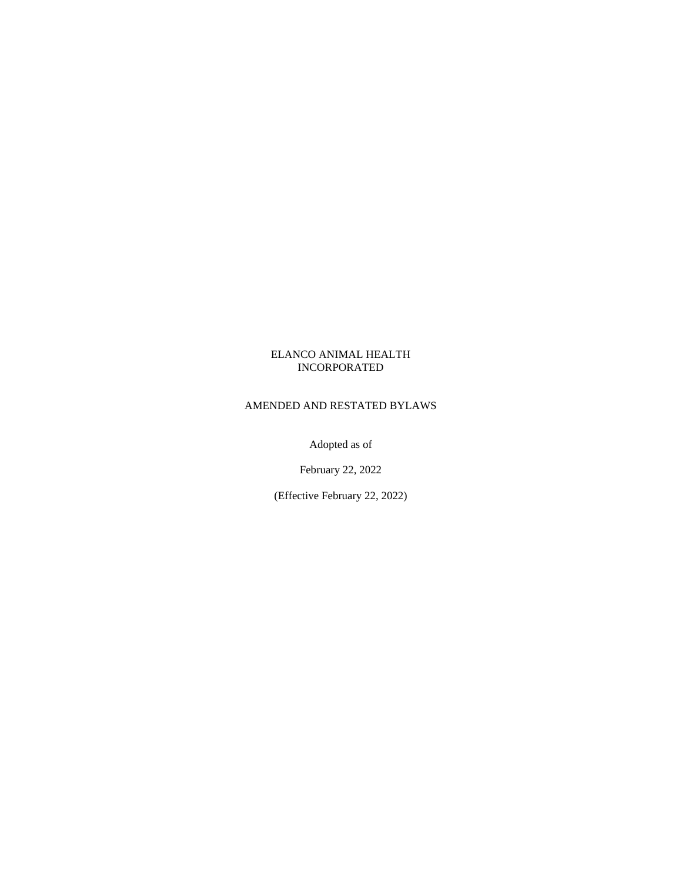# ELANCO ANIMAL HEALTH INCORPORATED

## AMENDED AND RESTATED BYLAWS

Adopted as of

February 22, 2022

(Effective February 22, 2022)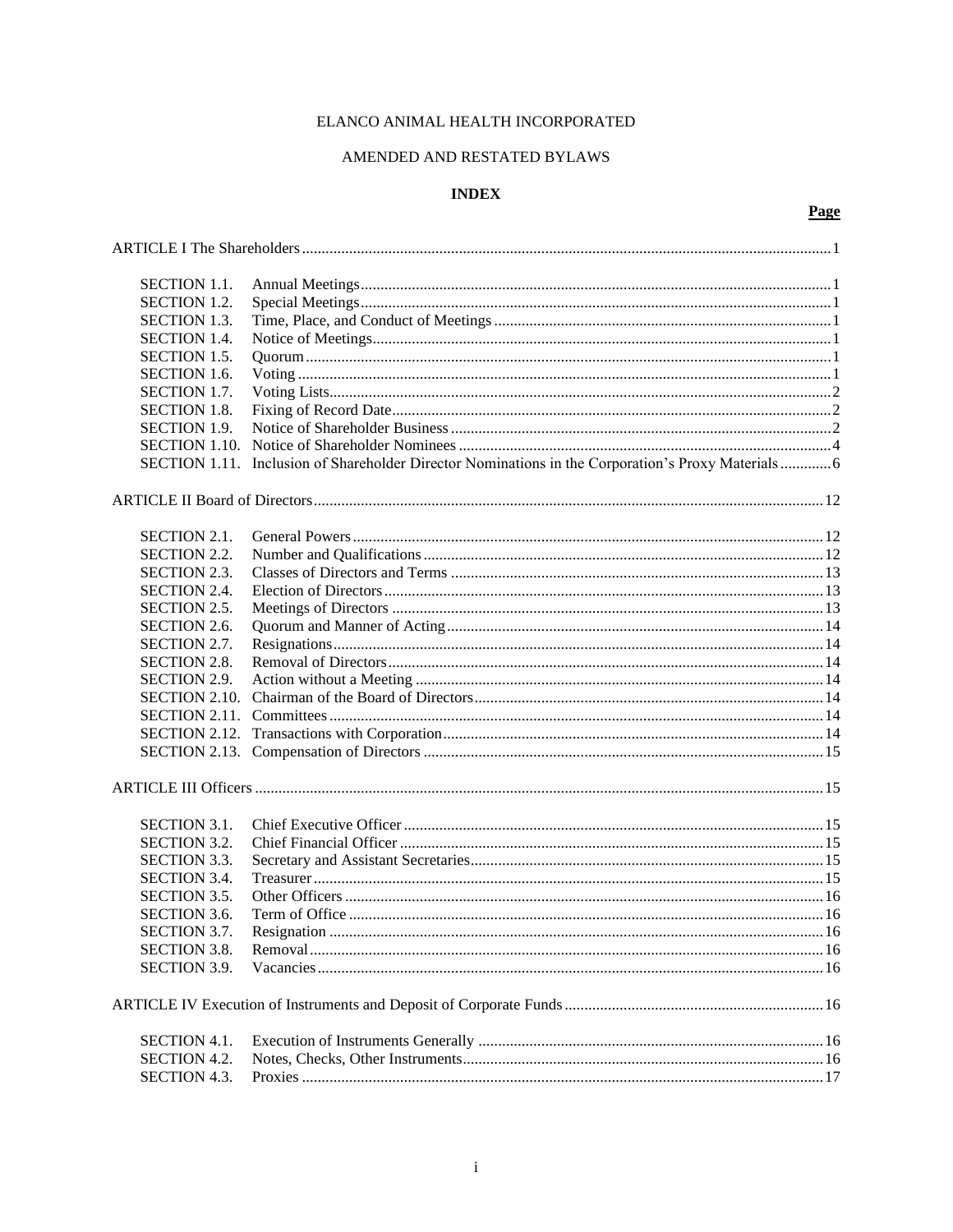ELANCO ANIMAL HEALTH INCORPORATED

AMENDED AND RESTATED BYLAWS

**INDEX**

| | | **Page** |
|---|---|---|
| ARTICLE I The Shareholders | | 1 |
| SECTION 1.1. | Annual Meetings | 1 |
| SECTION 1.2. | Special Meetings | 1 |
| SECTION 1.3. | Time, Place, and Conduct of Meetings | 1 |
| SECTION 1.4. | Notice of Meetings | 1 |
| SECTION 1.5. | Quorum | 1 |
| SECTION 1.6. | Voting | 1 |
| SECTION 1.7. | Voting Lists | 2 |
| SECTION 1.8. | Fixing of Record Date | 2 |
| SECTION 1.9. | Notice of Shareholder Business | 2 |
| SECTION 1.10. | Notice of Shareholder Nominees | 4 |
| SECTION 1.11. | Inclusion of Shareholder Director Nominations in the Corporation's Proxy Materials | 6 |
| ARTICLE II Board of Directors | | 12 |
| SECTION 2.1. | General Powers | 12 |
| SECTION 2.2. | Number and Qualifications | 12 |
| SECTION 2.3. | Classes of Directors and Terms | 13 |
| SECTION 2.4. | Election of Directors | 13 |
| SECTION 2.5. | Meetings of Directors | 13 |
| SECTION 2.6. | Quorum and Manner of Acting | 14 |
| SECTION 2.7. | Resignations | 14 |
| SECTION 2.8. | Removal of Directors | 14 |
| SECTION 2.9. | Action without a Meeting | 14 |
| SECTION 2.10. | Chairman of the Board of Directors | 14 |
| SECTION 2.11. | Committees | 14 |
| SECTION 2.12. | Transactions with Corporation | 14 |
| SECTION 2.13. | Compensation of Directors | 15 |
| ARTICLE III Officers | | 15 |
| SECTION 3.1. | Chief Executive Officer | 15 |
| SECTION 3.2. | Chief Financial Officer | 15 |
| SECTION 3.3. | Secretary and Assistant Secretaries | 15 |
| SECTION 3.4. | Treasurer | 15 |
| SECTION 3.5. | Other Officers | 16 |
| SECTION 3.6. | Term of Office | 16 |
| SECTION 3.7. | Resignation | 16 |
| SECTION 3.8. | Removal | 16 |
| SECTION 3.9. | Vacancies | 16 |
| ARTICLE IV Execution of Instruments and Deposit of Corporate Funds | | 16 |
| SECTION 4.1. | Execution of Instruments Generally | 16 |
| SECTION 4.2. | Notes, Checks, Other Instruments | 16 |
| SECTION 4.3. | Proxies | 17 |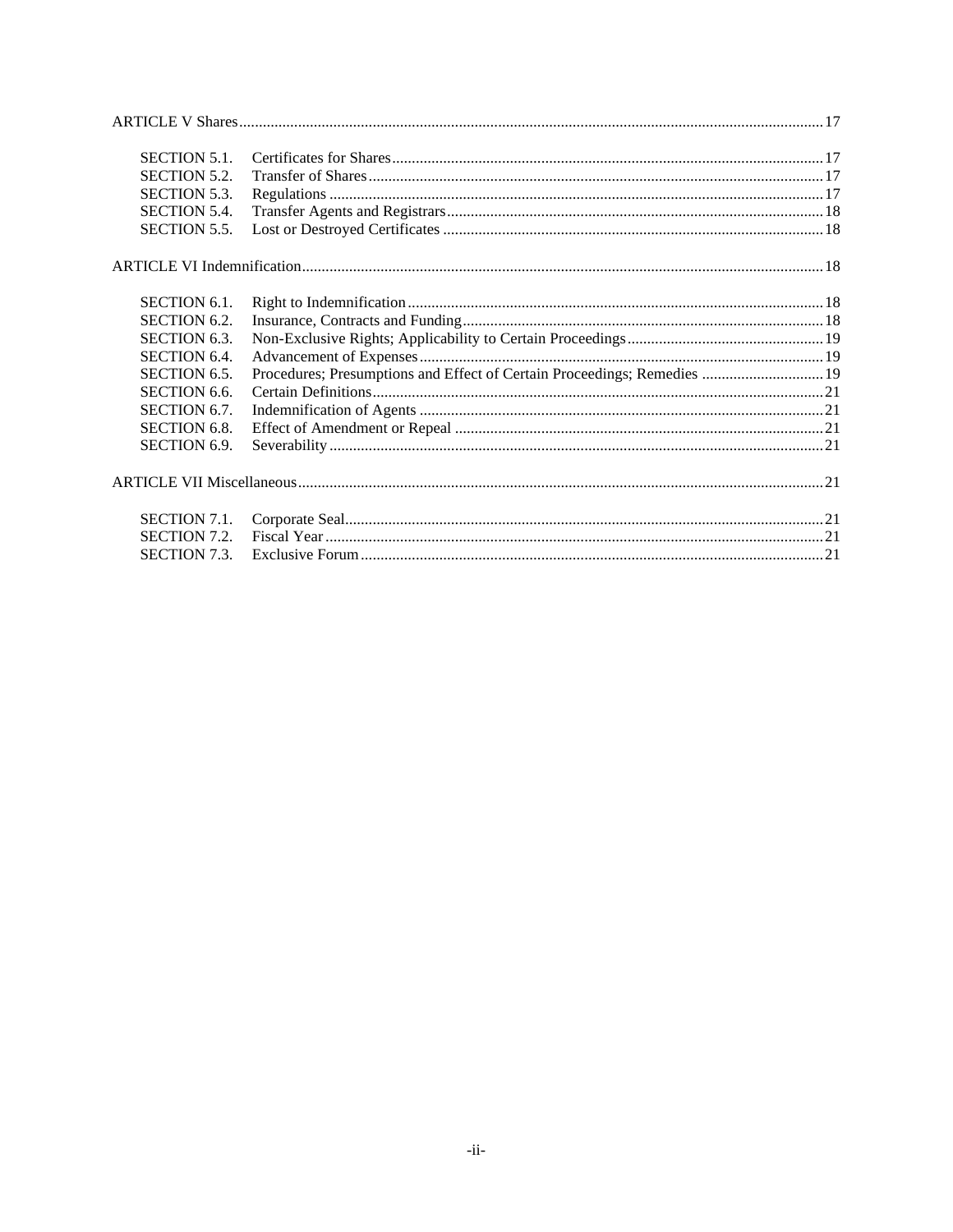| | | |
|---|---|---|
| ARTICLE V Shares | | 17 |
| SECTION 5.1. | Certificates for Shares | 17 |
| SECTION 5.2. | Transfer of Shares | 17 |
| SECTION 5.3. | Regulations | 17 |
| SECTION 5.4. | Transfer Agents and Registrars | 18 |
| SECTION 5.5. | Lost or Destroyed Certificates | 18 |
| ARTICLE VI Indemnification | | 18 |
| SECTION 6.1. | Right to Indemnification | 18 |
| SECTION 6.2. | Insurance, Contracts and Funding | 18 |
| SECTION 6.3. | Non-Exclusive Rights; Applicability to Certain Proceedings | 19 |
| SECTION 6.4. | Advancement of Expenses | 19 |
| SECTION 6.5. | Procedures; Presumptions and Effect of Certain Proceedings; Remedies | 19 |
| SECTION 6.6. | Certain Definitions | 21 |
| SECTION 6.7. | Indemnification of Agents | 21 |
| SECTION 6.8. | Effect of Amendment or Repeal | 21 |
| SECTION 6.9. | Severability | 21 |
| ARTICLE VII Miscellaneous | | 21 |
| SECTION 7.1. | Corporate Seal | 21 |
| SECTION 7.2. | Fiscal Year | 21 |
| SECTION 7.3. | Exclusive Forum | 21 |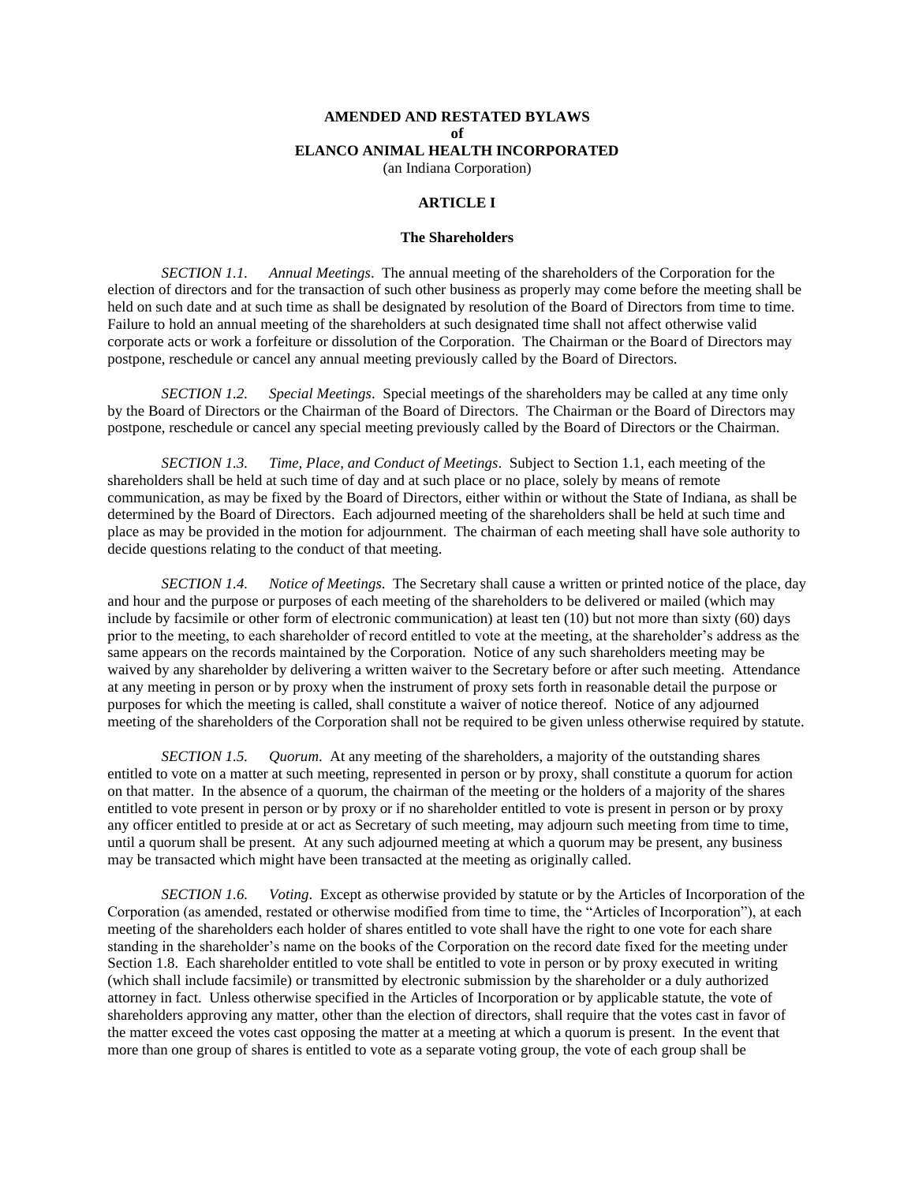**AMENDED AND RESTATED BYLAWS**
**of**
**ELANCO ANIMAL HEALTH INCORPORATED**
(an Indiana Corporation)

**ARTICLE I**

**The Shareholders**

*SECTION 1.1. Annual Meetings*. The annual meeting of the shareholders of the Corporation for the election of directors and for the transaction of such other business as properly may come before the meeting shall be held on such date and at such time as shall be designated by resolution of the Board of Directors from time to time. Failure to hold an annual meeting of the shareholders at such designated time shall not affect otherwise valid corporate acts or work a forfeiture or dissolution of the Corporation. The Chairman or the Board of Directors may postpone, reschedule or cancel any annual meeting previously called by the Board of Directors.

*SECTION 1.2. Special Meetings*. Special meetings of the shareholders may be called at any time only by the Board of Directors or the Chairman of the Board of Directors. The Chairman or the Board of Directors may postpone, reschedule or cancel any special meeting previously called by the Board of Directors or the Chairman.

*SECTION 1.3. Time, Place, and Conduct of Meetings*. Subject to Section 1.1, each meeting of the shareholders shall be held at such time of day and at such place or no place, solely by means of remote communication, as may be fixed by the Board of Directors, either within or without the State of Indiana, as shall be determined by the Board of Directors. Each adjourned meeting of the shareholders shall be held at such time and place as may be provided in the motion for adjournment. The chairman of each meeting shall have sole authority to decide questions relating to the conduct of that meeting.

*SECTION 1.4. Notice of Meetings*. The Secretary shall cause a written or printed notice of the place, day and hour and the purpose or purposes of each meeting of the shareholders to be delivered or mailed (which may include by facsimile or other form of electronic communication) at least ten (10) but not more than sixty (60) days prior to the meeting, to each shareholder of record entitled to vote at the meeting, at the shareholder's address as the same appears on the records maintained by the Corporation. Notice of any such shareholders meeting may be waived by any shareholder by delivering a written waiver to the Secretary before or after such meeting. Attendance at any meeting in person or by proxy when the instrument of proxy sets forth in reasonable detail the purpose or purposes for which the meeting is called, shall constitute a waiver of notice thereof. Notice of any adjourned meeting of the shareholders of the Corporation shall not be required to be given unless otherwise required by statute.

*SECTION 1.5. Quorum*. At any meeting of the shareholders, a majority of the outstanding shares entitled to vote on a matter at such meeting, represented in person or by proxy, shall constitute a quorum for action on that matter. In the absence of a quorum, the chairman of the meeting or the holders of a majority of the shares entitled to vote present in person or by proxy or if no shareholder entitled to vote is present in person or by proxy any officer entitled to preside at or act as Secretary of such meeting, may adjourn such meeting from time to time, until a quorum shall be present. At any such adjourned meeting at which a quorum may be present, any business may be transacted which might have been transacted at the meeting as originally called.

*SECTION 1.6. Voting*. Except as otherwise provided by statute or by the Articles of Incorporation of the Corporation (as amended, restated or otherwise modified from time to time, the "Articles of Incorporation"), at each meeting of the shareholders each holder of shares entitled to vote shall have the right to one vote for each share standing in the shareholder's name on the books of the Corporation on the record date fixed for the meeting under Section 1.8. Each shareholder entitled to vote shall be entitled to vote in person or by proxy executed in writing (which shall include facsimile) or transmitted by electronic submission by the shareholder or a duly authorized attorney in fact. Unless otherwise specified in the Articles of Incorporation or by applicable statute, the vote of shareholders approving any matter, other than the election of directors, shall require that the votes cast in favor of the matter exceed the votes cast opposing the matter at a meeting at which a quorum is present. In the event that more than one group of shares is entitled to vote as a separate voting group, the vote of each group shall be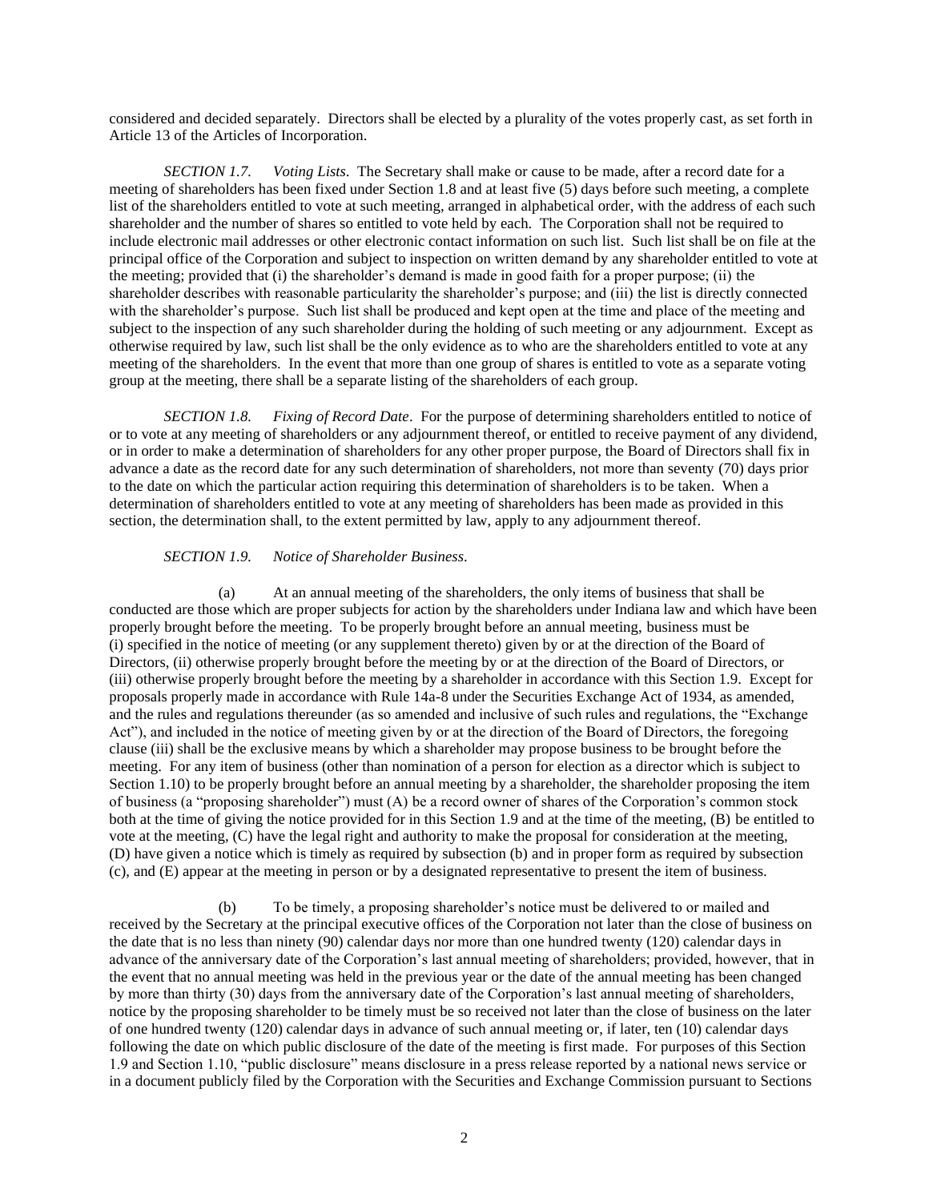considered and decided separately. Directors shall be elected by a plurality of the votes properly cast, as set forth in Article 13 of the Articles of Incorporation.

*SECTION 1.7. Voting Lists.* The Secretary shall make or cause to be made, after a record date for a meeting of shareholders has been fixed under Section 1.8 and at least five (5) days before such meeting, a complete list of the shareholders entitled to vote at such meeting, arranged in alphabetical order, with the address of each such shareholder and the number of shares so entitled to vote held by each. The Corporation shall not be required to include electronic mail addresses or other electronic contact information on such list. Such list shall be on file at the principal office of the Corporation and subject to inspection on written demand by any shareholder entitled to vote at the meeting; provided that (i) the shareholder's demand is made in good faith for a proper purpose; (ii) the shareholder describes with reasonable particularity the shareholder's purpose; and (iii) the list is directly connected with the shareholder's purpose. Such list shall be produced and kept open at the time and place of the meeting and subject to the inspection of any such shareholder during the holding of such meeting or any adjournment. Except as otherwise required by law, such list shall be the only evidence as to who are the shareholders entitled to vote at any meeting of the shareholders. In the event that more than one group of shares is entitled to vote as a separate voting group at the meeting, there shall be a separate listing of the shareholders of each group.

*SECTION 1.8. Fixing of Record Date.* For the purpose of determining shareholders entitled to notice of or to vote at any meeting of shareholders or any adjournment thereof, or entitled to receive payment of any dividend, or in order to make a determination of shareholders for any other proper purpose, the Board of Directors shall fix in advance a date as the record date for any such determination of shareholders, not more than seventy (70) days prior to the date on which the particular action requiring this determination of shareholders is to be taken. When a determination of shareholders entitled to vote at any meeting of shareholders has been made as provided in this section, the determination shall, to the extent permitted by law, apply to any adjournment thereof.

*SECTION 1.9. Notice of Shareholder Business.*

(a) At an annual meeting of the shareholders, the only items of business that shall be conducted are those which are proper subjects for action by the shareholders under Indiana law and which have been properly brought before the meeting. To be properly brought before an annual meeting, business must be (i) specified in the notice of meeting (or any supplement thereto) given by or at the direction of the Board of Directors, (ii) otherwise properly brought before the meeting by or at the direction of the Board of Directors, or (iii) otherwise properly brought before the meeting by a shareholder in accordance with this Section 1.9. Except for proposals properly made in accordance with Rule 14a-8 under the Securities Exchange Act of 1934, as amended, and the rules and regulations thereunder (as so amended and inclusive of such rules and regulations, the "Exchange Act"), and included in the notice of meeting given by or at the direction of the Board of Directors, the foregoing clause (iii) shall be the exclusive means by which a shareholder may propose business to be brought before the meeting. For any item of business (other than nomination of a person for election as a director which is subject to Section 1.10) to be properly brought before an annual meeting by a shareholder, the shareholder proposing the item of business (a "proposing shareholder") must (A) be a record owner of shares of the Corporation's common stock both at the time of giving the notice provided for in this Section 1.9 and at the time of the meeting, (B) be entitled to vote at the meeting, (C) have the legal right and authority to make the proposal for consideration at the meeting, (D) have given a notice which is timely as required by subsection (b) and in proper form as required by subsection (c), and (E) appear at the meeting in person or by a designated representative to present the item of business.

(b) To be timely, a proposing shareholder's notice must be delivered to or mailed and received by the Secretary at the principal executive offices of the Corporation not later than the close of business on the date that is no less than ninety (90) calendar days nor more than one hundred twenty (120) calendar days in advance of the anniversary date of the Corporation's last annual meeting of shareholders; provided, however, that in the event that no annual meeting was held in the previous year or the date of the annual meeting has been changed by more than thirty (30) days from the anniversary date of the Corporation's last annual meeting of shareholders, notice by the proposing shareholder to be timely must be so received not later than the close of business on the later of one hundred twenty (120) calendar days in advance of such annual meeting or, if later, ten (10) calendar days following the date on which public disclosure of the date of the meeting is first made. For purposes of this Section 1.9 and Section 1.10, "public disclosure" means disclosure in a press release reported by a national news service or in a document publicly filed by the Corporation with the Securities and Exchange Commission pursuant to Sections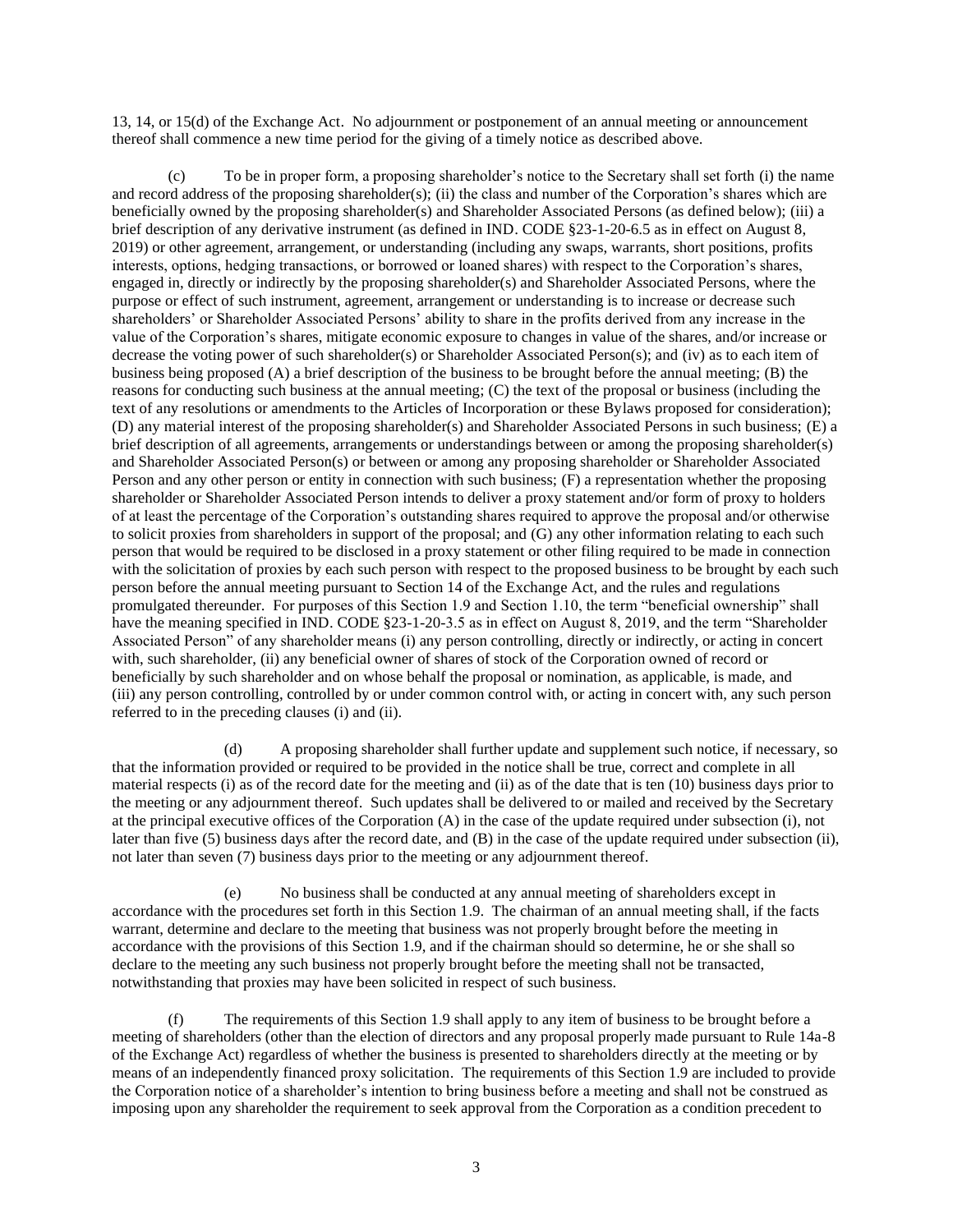13, 14, or 15(d) of the Exchange Act. No adjournment or postponement of an annual meeting or announcement thereof shall commence a new time period for the giving of a timely notice as described above.

(c) To be in proper form, a proposing shareholder's notice to the Secretary shall set forth (i) the name and record address of the proposing shareholder(s); (ii) the class and number of the Corporation's shares which are beneficially owned by the proposing shareholder(s) and Shareholder Associated Persons (as defined below); (iii) a brief description of any derivative instrument (as defined in IND. CODE §23-1-20-6.5 as in effect on August 8, 2019) or other agreement, arrangement, or understanding (including any swaps, warrants, short positions, profits interests, options, hedging transactions, or borrowed or loaned shares) with respect to the Corporation's shares, engaged in, directly or indirectly by the proposing shareholder(s) and Shareholder Associated Persons, where the purpose or effect of such instrument, agreement, arrangement or understanding is to increase or decrease such shareholders' or Shareholder Associated Persons' ability to share in the profits derived from any increase in the value of the Corporation's shares, mitigate economic exposure to changes in value of the shares, and/or increase or decrease the voting power of such shareholder(s) or Shareholder Associated Person(s); and (iv) as to each item of business being proposed (A) a brief description of the business to be brought before the annual meeting; (B) the reasons for conducting such business at the annual meeting; (C) the text of the proposal or business (including the text of any resolutions or amendments to the Articles of Incorporation or these Bylaws proposed for consideration); (D) any material interest of the proposing shareholder(s) and Shareholder Associated Persons in such business; (E) a brief description of all agreements, arrangements or understandings between or among the proposing shareholder(s) and Shareholder Associated Person(s) or between or among any proposing shareholder or Shareholder Associated Person and any other person or entity in connection with such business; (F) a representation whether the proposing shareholder or Shareholder Associated Person intends to deliver a proxy statement and/or form of proxy to holders of at least the percentage of the Corporation's outstanding shares required to approve the proposal and/or otherwise to solicit proxies from shareholders in support of the proposal; and (G) any other information relating to each such person that would be required to be disclosed in a proxy statement or other filing required to be made in connection with the solicitation of proxies by each such person with respect to the proposed business to be brought by each such person before the annual meeting pursuant to Section 14 of the Exchange Act, and the rules and regulations promulgated thereunder. For purposes of this Section 1.9 and Section 1.10, the term "beneficial ownership" shall have the meaning specified in IND. CODE §23-1-20-3.5 as in effect on August 8, 2019, and the term "Shareholder Associated Person" of any shareholder means (i) any person controlling, directly or indirectly, or acting in concert with, such shareholder, (ii) any beneficial owner of shares of stock of the Corporation owned of record or beneficially by such shareholder and on whose behalf the proposal or nomination, as applicable, is made, and (iii) any person controlling, controlled by or under common control with, or acting in concert with, any such person referred to in the preceding clauses (i) and (ii).

(d) A proposing shareholder shall further update and supplement such notice, if necessary, so that the information provided or required to be provided in the notice shall be true, correct and complete in all material respects (i) as of the record date for the meeting and (ii) as of the date that is ten (10) business days prior to the meeting or any adjournment thereof. Such updates shall be delivered to or mailed and received by the Secretary at the principal executive offices of the Corporation (A) in the case of the update required under subsection (i), not later than five (5) business days after the record date, and (B) in the case of the update required under subsection (ii), not later than seven (7) business days prior to the meeting or any adjournment thereof.

(e) No business shall be conducted at any annual meeting of shareholders except in accordance with the procedures set forth in this Section 1.9. The chairman of an annual meeting shall, if the facts warrant, determine and declare to the meeting that business was not properly brought before the meeting in accordance with the provisions of this Section 1.9, and if the chairman should so determine, he or she shall so declare to the meeting any such business not properly brought before the meeting shall not be transacted, notwithstanding that proxies may have been solicited in respect of such business.

(f) The requirements of this Section 1.9 shall apply to any item of business to be brought before a meeting of shareholders (other than the election of directors and any proposal properly made pursuant to Rule 14a-8 of the Exchange Act) regardless of whether the business is presented to shareholders directly at the meeting or by means of an independently financed proxy solicitation. The requirements of this Section 1.9 are included to provide the Corporation notice of a shareholder's intention to bring business before a meeting and shall not be construed as imposing upon any shareholder the requirement to seek approval from the Corporation as a condition precedent to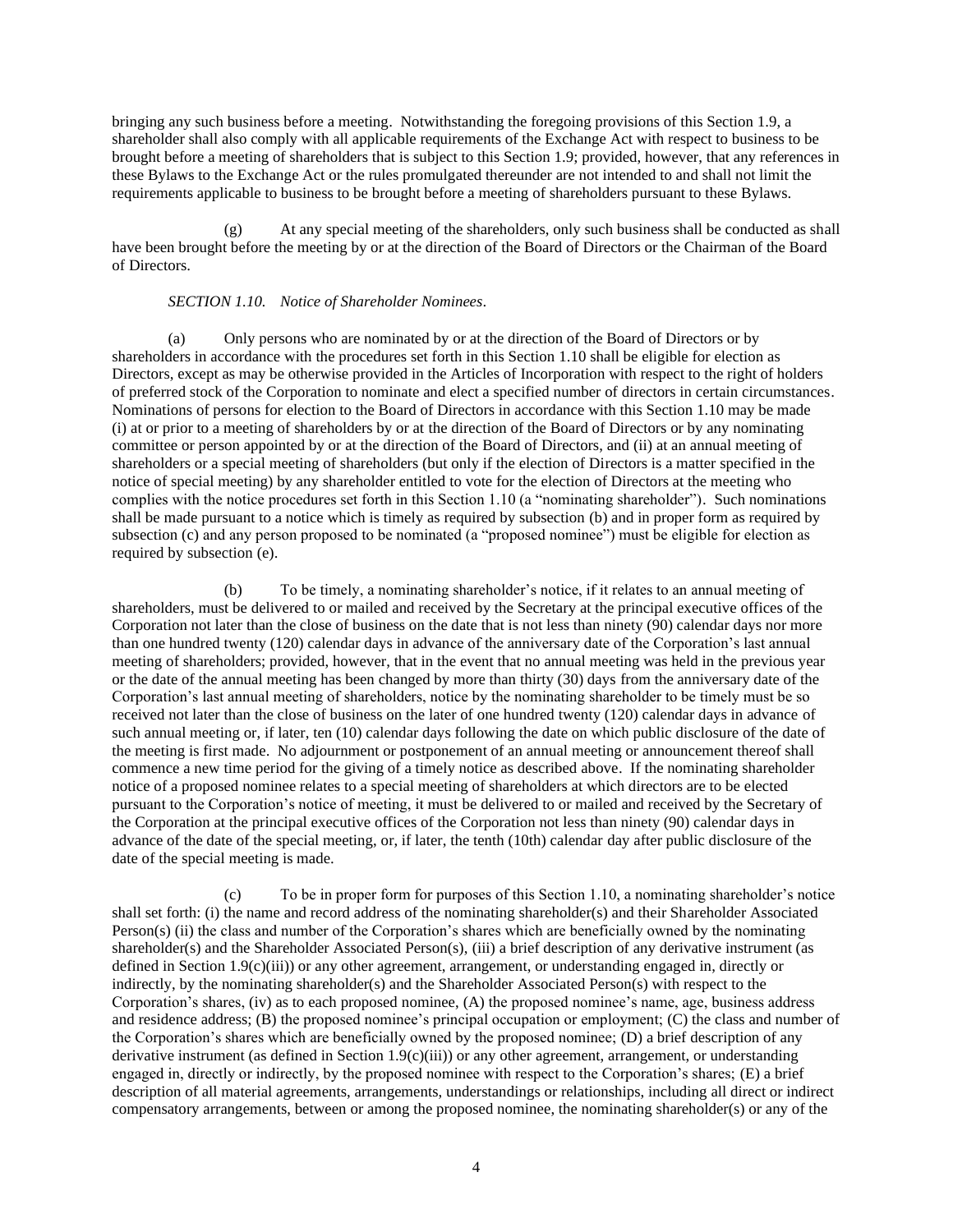bringing any such business before a meeting. Notwithstanding the foregoing provisions of this Section 1.9, a shareholder shall also comply with all applicable requirements of the Exchange Act with respect to business to be brought before a meeting of shareholders that is subject to this Section 1.9; provided, however, that any references in these Bylaws to the Exchange Act or the rules promulgated thereunder are not intended to and shall not limit the requirements applicable to business to be brought before a meeting of shareholders pursuant to these Bylaws.

(g) At any special meeting of the shareholders, only such business shall be conducted as shall have been brought before the meeting by or at the direction of the Board of Directors or the Chairman of the Board of Directors.

*SECTION 1.10. Notice of Shareholder Nominees*.

(a) Only persons who are nominated by or at the direction of the Board of Directors or by shareholders in accordance with the procedures set forth in this Section 1.10 shall be eligible for election as Directors, except as may be otherwise provided in the Articles of Incorporation with respect to the right of holders of preferred stock of the Corporation to nominate and elect a specified number of directors in certain circumstances. Nominations of persons for election to the Board of Directors in accordance with this Section 1.10 may be made (i) at or prior to a meeting of shareholders by or at the direction of the Board of Directors or by any nominating committee or person appointed by or at the direction of the Board of Directors, and (ii) at an annual meeting of shareholders or a special meeting of shareholders (but only if the election of Directors is a matter specified in the notice of special meeting) by any shareholder entitled to vote for the election of Directors at the meeting who complies with the notice procedures set forth in this Section 1.10 (a "nominating shareholder"). Such nominations shall be made pursuant to a notice which is timely as required by subsection (b) and in proper form as required by subsection (c) and any person proposed to be nominated (a "proposed nominee") must be eligible for election as required by subsection (e).

(b) To be timely, a nominating shareholder's notice, if it relates to an annual meeting of shareholders, must be delivered to or mailed and received by the Secretary at the principal executive offices of the Corporation not later than the close of business on the date that is not less than ninety (90) calendar days nor more than one hundred twenty (120) calendar days in advance of the anniversary date of the Corporation's last annual meeting of shareholders; provided, however, that in the event that no annual meeting was held in the previous year or the date of the annual meeting has been changed by more than thirty (30) days from the anniversary date of the Corporation's last annual meeting of shareholders, notice by the nominating shareholder to be timely must be so received not later than the close of business on the later of one hundred twenty (120) calendar days in advance of such annual meeting or, if later, ten (10) calendar days following the date on which public disclosure of the date of the meeting is first made. No adjournment or postponement of an annual meeting or announcement thereof shall commence a new time period for the giving of a timely notice as described above. If the nominating shareholder notice of a proposed nominee relates to a special meeting of shareholders at which directors are to be elected pursuant to the Corporation's notice of meeting, it must be delivered to or mailed and received by the Secretary of the Corporation at the principal executive offices of the Corporation not less than ninety (90) calendar days in advance of the date of the special meeting, or, if later, the tenth (10th) calendar day after public disclosure of the date of the special meeting is made.

(c) To be in proper form for purposes of this Section 1.10, a nominating shareholder's notice shall set forth: (i) the name and record address of the nominating shareholder(s) and their Shareholder Associated Person(s) (ii) the class and number of the Corporation's shares which are beneficially owned by the nominating shareholder(s) and the Shareholder Associated Person(s), (iii) a brief description of any derivative instrument (as defined in Section 1.9(c)(iii)) or any other agreement, arrangement, or understanding engaged in, directly or indirectly, by the nominating shareholder(s) and the Shareholder Associated Person(s) with respect to the Corporation's shares, (iv) as to each proposed nominee, (A) the proposed nominee's name, age, business address and residence address; (B) the proposed nominee's principal occupation or employment; (C) the class and number of the Corporation's shares which are beneficially owned by the proposed nominee; (D) a brief description of any derivative instrument (as defined in Section 1.9(c)(iii)) or any other agreement, arrangement, or understanding engaged in, directly or indirectly, by the proposed nominee with respect to the Corporation's shares; (E) a brief description of all material agreements, arrangements, understandings or relationships, including all direct or indirect compensatory arrangements, between or among the proposed nominee, the nominating shareholder(s) or any of the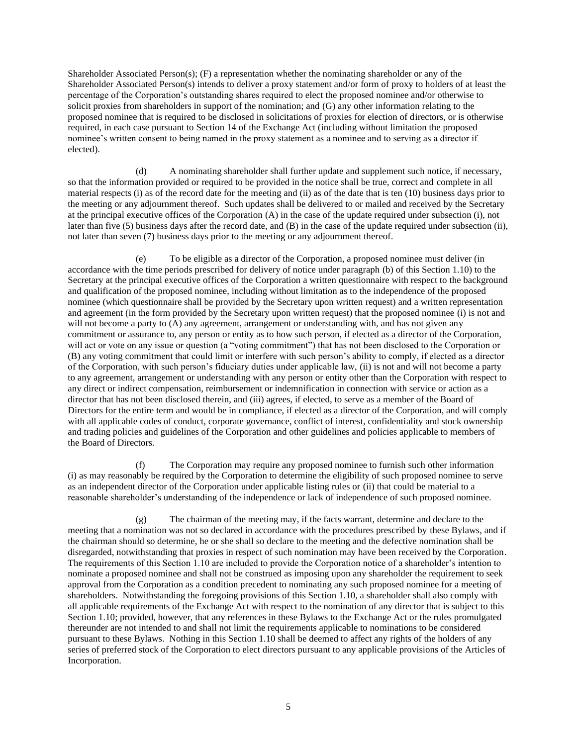Shareholder Associated Person(s); (F) a representation whether the nominating shareholder or any of the Shareholder Associated Person(s) intends to deliver a proxy statement and/or form of proxy to holders of at least the percentage of the Corporation's outstanding shares required to elect the proposed nominee and/or otherwise to solicit proxies from shareholders in support of the nomination; and (G) any other information relating to the proposed nominee that is required to be disclosed in solicitations of proxies for election of directors, or is otherwise required, in each case pursuant to Section 14 of the Exchange Act (including without limitation the proposed nominee's written consent to being named in the proxy statement as a nominee and to serving as a director if elected).

(d) A nominating shareholder shall further update and supplement such notice, if necessary, so that the information provided or required to be provided in the notice shall be true, correct and complete in all material respects (i) as of the record date for the meeting and (ii) as of the date that is ten (10) business days prior to the meeting or any adjournment thereof. Such updates shall be delivered to or mailed and received by the Secretary at the principal executive offices of the Corporation (A) in the case of the update required under subsection (i), not later than five (5) business days after the record date, and (B) in the case of the update required under subsection (ii), not later than seven (7) business days prior to the meeting or any adjournment thereof.

(e) To be eligible as a director of the Corporation, a proposed nominee must deliver (in accordance with the time periods prescribed for delivery of notice under paragraph (b) of this Section 1.10) to the Secretary at the principal executive offices of the Corporation a written questionnaire with respect to the background and qualification of the proposed nominee, including without limitation as to the independence of the proposed nominee (which questionnaire shall be provided by the Secretary upon written request) and a written representation and agreement (in the form provided by the Secretary upon written request) that the proposed nominee (i) is not and will not become a party to (A) any agreement, arrangement or understanding with, and has not given any commitment or assurance to, any person or entity as to how such person, if elected as a director of the Corporation, will act or vote on any issue or question (a "voting commitment") that has not been disclosed to the Corporation or (B) any voting commitment that could limit or interfere with such person's ability to comply, if elected as a director of the Corporation, with such person's fiduciary duties under applicable law, (ii) is not and will not become a party to any agreement, arrangement or understanding with any person or entity other than the Corporation with respect to any direct or indirect compensation, reimbursement or indemnification in connection with service or action as a director that has not been disclosed therein, and (iii) agrees, if elected, to serve as a member of the Board of Directors for the entire term and would be in compliance, if elected as a director of the Corporation, and will comply with all applicable codes of conduct, corporate governance, conflict of interest, confidentiality and stock ownership and trading policies and guidelines of the Corporation and other guidelines and policies applicable to members of the Board of Directors.

(f) The Corporation may require any proposed nominee to furnish such other information (i) as may reasonably be required by the Corporation to determine the eligibility of such proposed nominee to serve as an independent director of the Corporation under applicable listing rules or (ii) that could be material to a reasonable shareholder's understanding of the independence or lack of independence of such proposed nominee.

(g) The chairman of the meeting may, if the facts warrant, determine and declare to the meeting that a nomination was not so declared in accordance with the procedures prescribed by these Bylaws, and if the chairman should so determine, he or she shall so declare to the meeting and the defective nomination shall be disregarded, notwithstanding that proxies in respect of such nomination may have been received by the Corporation. The requirements of this Section 1.10 are included to provide the Corporation notice of a shareholder's intention to nominate a proposed nominee and shall not be construed as imposing upon any shareholder the requirement to seek approval from the Corporation as a condition precedent to nominating any such proposed nominee for a meeting of shareholders. Notwithstanding the foregoing provisions of this Section 1.10, a shareholder shall also comply with all applicable requirements of the Exchange Act with respect to the nomination of any director that is subject to this Section 1.10; provided, however, that any references in these Bylaws to the Exchange Act or the rules promulgated thereunder are not intended to and shall not limit the requirements applicable to nominations to be considered pursuant to these Bylaws. Nothing in this Section 1.10 shall be deemed to affect any rights of the holders of any series of preferred stock of the Corporation to elect directors pursuant to any applicable provisions of the Articles of Incorporation.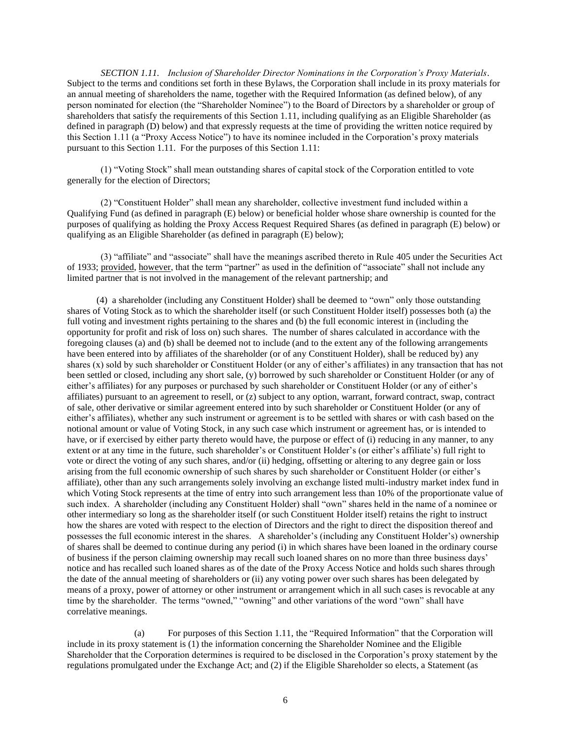*SECTION 1.11. Inclusion of Shareholder Director Nominations in the Corporation's Proxy Materials*. Subject to the terms and conditions set forth in these Bylaws, the Corporation shall include in its proxy materials for an annual meeting of shareholders the name, together with the Required Information (as defined below), of any person nominated for election (the "Shareholder Nominee") to the Board of Directors by a shareholder or group of shareholders that satisfy the requirements of this Section 1.11, including qualifying as an Eligible Shareholder (as defined in paragraph (D) below) and that expressly requests at the time of providing the written notice required by this Section 1.11 (a "Proxy Access Notice") to have its nominee included in the Corporation's proxy materials pursuant to this Section 1.11. For the purposes of this Section 1.11:

(1) "Voting Stock" shall mean outstanding shares of capital stock of the Corporation entitled to vote generally for the election of Directors;

(2) "Constituent Holder" shall mean any shareholder, collective investment fund included within a Qualifying Fund (as defined in paragraph (E) below) or beneficial holder whose share ownership is counted for the purposes of qualifying as holding the Proxy Access Request Required Shares (as defined in paragraph (E) below) or qualifying as an Eligible Shareholder (as defined in paragraph (E) below);

(3) "affiliate" and "associate" shall have the meanings ascribed thereto in Rule 405 under the Securities Act of 1933; provided, however, that the term "partner" as used in the definition of "associate" shall not include any limited partner that is not involved in the management of the relevant partnership; and

(4) a shareholder (including any Constituent Holder) shall be deemed to "own" only those outstanding shares of Voting Stock as to which the shareholder itself (or such Constituent Holder itself) possesses both (a) the full voting and investment rights pertaining to the shares and (b) the full economic interest in (including the opportunity for profit and risk of loss on) such shares. The number of shares calculated in accordance with the foregoing clauses (a) and (b) shall be deemed not to include (and to the extent any of the following arrangements have been entered into by affiliates of the shareholder (or of any Constituent Holder), shall be reduced by) any shares (x) sold by such shareholder or Constituent Holder (or any of either's affiliates) in any transaction that has not been settled or closed, including any short sale, (y) borrowed by such shareholder or Constituent Holder (or any of either's affiliates) for any purposes or purchased by such shareholder or Constituent Holder (or any of either's affiliates) pursuant to an agreement to resell, or (z) subject to any option, warrant, forward contract, swap, contract of sale, other derivative or similar agreement entered into by such shareholder or Constituent Holder (or any of either's affiliates), whether any such instrument or agreement is to be settled with shares or with cash based on the notional amount or value of Voting Stock, in any such case which instrument or agreement has, or is intended to have, or if exercised by either party thereto would have, the purpose or effect of (i) reducing in any manner, to any extent or at any time in the future, such shareholder's or Constituent Holder's (or either's affiliate's) full right to vote or direct the voting of any such shares, and/or (ii) hedging, offsetting or altering to any degree gain or loss arising from the full economic ownership of such shares by such shareholder or Constituent Holder (or either's affiliate), other than any such arrangements solely involving an exchange listed multi-industry market index fund in which Voting Stock represents at the time of entry into such arrangement less than 10% of the proportionate value of such index. A shareholder (including any Constituent Holder) shall "own" shares held in the name of a nominee or other intermediary so long as the shareholder itself (or such Constituent Holder itself) retains the right to instruct how the shares are voted with respect to the election of Directors and the right to direct the disposition thereof and possesses the full economic interest in the shares. A shareholder's (including any Constituent Holder's) ownership of shares shall be deemed to continue during any period (i) in which shares have been loaned in the ordinary course of business if the person claiming ownership may recall such loaned shares on no more than three business days' notice and has recalled such loaned shares as of the date of the Proxy Access Notice and holds such shares through the date of the annual meeting of shareholders or (ii) any voting power over such shares has been delegated by means of a proxy, power of attorney or other instrument or arrangement which in all such cases is revocable at any time by the shareholder. The terms "owned," "owning" and other variations of the word "own" shall have correlative meanings.

(a) For purposes of this Section 1.11, the "Required Information" that the Corporation will include in its proxy statement is (1) the information concerning the Shareholder Nominee and the Eligible Shareholder that the Corporation determines is required to be disclosed in the Corporation's proxy statement by the regulations promulgated under the Exchange Act; and (2) if the Eligible Shareholder so elects, a Statement (as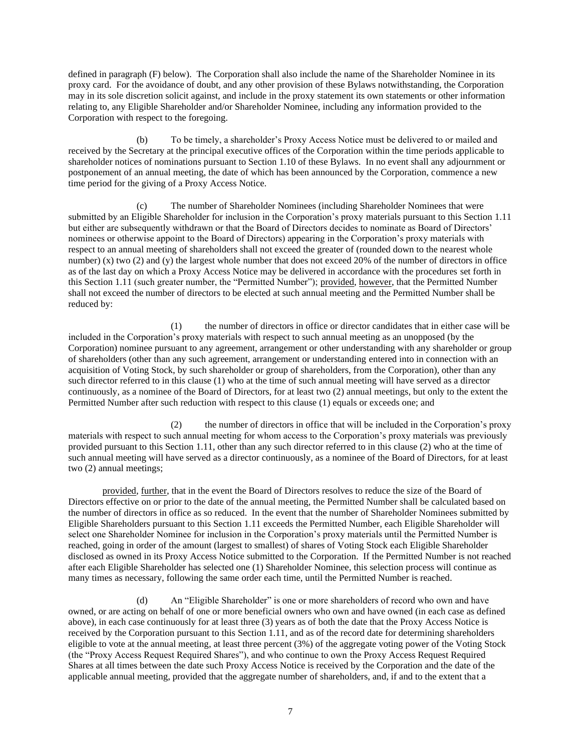defined in paragraph (F) below). The Corporation shall also include the name of the Shareholder Nominee in its proxy card. For the avoidance of doubt, and any other provision of these Bylaws notwithstanding, the Corporation may in its sole discretion solicit against, and include in the proxy statement its own statements or other information relating to, any Eligible Shareholder and/or Shareholder Nominee, including any information provided to the Corporation with respect to the foregoing.

(b) To be timely, a shareholder's Proxy Access Notice must be delivered to or mailed and received by the Secretary at the principal executive offices of the Corporation within the time periods applicable to shareholder notices of nominations pursuant to Section 1.10 of these Bylaws. In no event shall any adjournment or postponement of an annual meeting, the date of which has been announced by the Corporation, commence a new time period for the giving of a Proxy Access Notice.

(c) The number of Shareholder Nominees (including Shareholder Nominees that were submitted by an Eligible Shareholder for inclusion in the Corporation's proxy materials pursuant to this Section 1.11 but either are subsequently withdrawn or that the Board of Directors decides to nominate as Board of Directors' nominees or otherwise appoint to the Board of Directors) appearing in the Corporation's proxy materials with respect to an annual meeting of shareholders shall not exceed the greater of (rounded down to the nearest whole number) (x) two (2) and (y) the largest whole number that does not exceed 20% of the number of directors in office as of the last day on which a Proxy Access Notice may be delivered in accordance with the procedures set forth in this Section 1.11 (such greater number, the "Permitted Number"); provided, however, that the Permitted Number shall not exceed the number of directors to be elected at such annual meeting and the Permitted Number shall be reduced by:

(1) the number of directors in office or director candidates that in either case will be included in the Corporation's proxy materials with respect to such annual meeting as an unopposed (by the Corporation) nominee pursuant to any agreement, arrangement or other understanding with any shareholder or group of shareholders (other than any such agreement, arrangement or understanding entered into in connection with an acquisition of Voting Stock, by such shareholder or group of shareholders, from the Corporation), other than any such director referred to in this clause (1) who at the time of such annual meeting will have served as a director continuously, as a nominee of the Board of Directors, for at least two (2) annual meetings, but only to the extent the Permitted Number after such reduction with respect to this clause (1) equals or exceeds one; and

(2) the number of directors in office that will be included in the Corporation's proxy materials with respect to such annual meeting for whom access to the Corporation's proxy materials was previously provided pursuant to this Section 1.11, other than any such director referred to in this clause (2) who at the time of such annual meeting will have served as a director continuously, as a nominee of the Board of Directors, for at least two (2) annual meetings;

provided, further, that in the event the Board of Directors resolves to reduce the size of the Board of Directors effective on or prior to the date of the annual meeting, the Permitted Number shall be calculated based on the number of directors in office as so reduced. In the event that the number of Shareholder Nominees submitted by Eligible Shareholders pursuant to this Section 1.11 exceeds the Permitted Number, each Eligible Shareholder will select one Shareholder Nominee for inclusion in the Corporation's proxy materials until the Permitted Number is reached, going in order of the amount (largest to smallest) of shares of Voting Stock each Eligible Shareholder disclosed as owned in its Proxy Access Notice submitted to the Corporation. If the Permitted Number is not reached after each Eligible Shareholder has selected one (1) Shareholder Nominee, this selection process will continue as many times as necessary, following the same order each time, until the Permitted Number is reached.

(d) An "Eligible Shareholder" is one or more shareholders of record who own and have owned, or are acting on behalf of one or more beneficial owners who own and have owned (in each case as defined above), in each case continuously for at least three (3) years as of both the date that the Proxy Access Notice is received by the Corporation pursuant to this Section 1.11, and as of the record date for determining shareholders eligible to vote at the annual meeting, at least three percent (3%) of the aggregate voting power of the Voting Stock (the "Proxy Access Request Required Shares"), and who continue to own the Proxy Access Request Required Shares at all times between the date such Proxy Access Notice is received by the Corporation and the date of the applicable annual meeting, provided that the aggregate number of shareholders, and, if and to the extent that a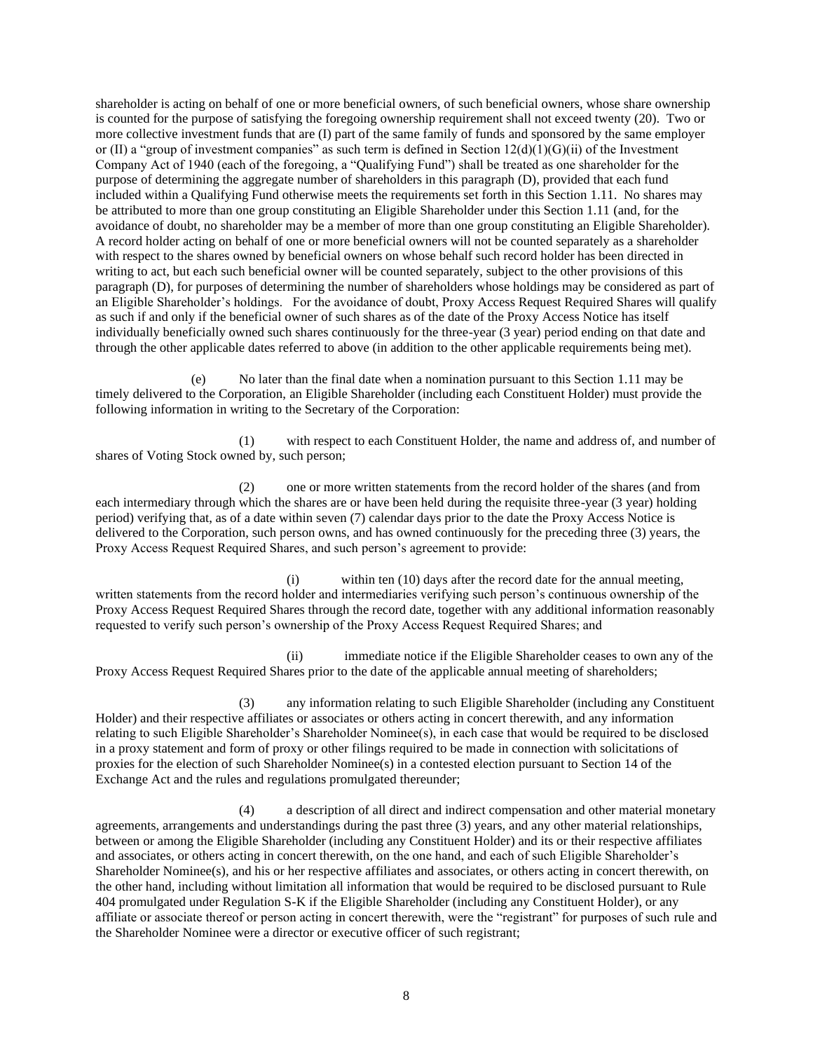shareholder is acting on behalf of one or more beneficial owners, of such beneficial owners, whose share ownership is counted for the purpose of satisfying the foregoing ownership requirement shall not exceed twenty (20). Two or more collective investment funds that are (I) part of the same family of funds and sponsored by the same employer or (II) a "group of investment companies" as such term is defined in Section 12(d)(1)(G)(ii) of the Investment Company Act of 1940 (each of the foregoing, a "Qualifying Fund") shall be treated as one shareholder for the purpose of determining the aggregate number of shareholders in this paragraph (D), provided that each fund included within a Qualifying Fund otherwise meets the requirements set forth in this Section 1.11. No shares may be attributed to more than one group constituting an Eligible Shareholder under this Section 1.11 (and, for the avoidance of doubt, no shareholder may be a member of more than one group constituting an Eligible Shareholder). A record holder acting on behalf of one or more beneficial owners will not be counted separately as a shareholder with respect to the shares owned by beneficial owners on whose behalf such record holder has been directed in writing to act, but each such beneficial owner will be counted separately, subject to the other provisions of this paragraph (D), for purposes of determining the number of shareholders whose holdings may be considered as part of an Eligible Shareholder's holdings. For the avoidance of doubt, Proxy Access Request Required Shares will qualify as such if and only if the beneficial owner of such shares as of the date of the Proxy Access Notice has itself individually beneficially owned such shares continuously for the three-year (3 year) period ending on that date and through the other applicable dates referred to above (in addition to the other applicable requirements being met).

(e) No later than the final date when a nomination pursuant to this Section 1.11 may be timely delivered to the Corporation, an Eligible Shareholder (including each Constituent Holder) must provide the following information in writing to the Secretary of the Corporation:

(1) with respect to each Constituent Holder, the name and address of, and number of shares of Voting Stock owned by, such person;

(2) one or more written statements from the record holder of the shares (and from each intermediary through which the shares are or have been held during the requisite three-year (3 year) holding period) verifying that, as of a date within seven (7) calendar days prior to the date the Proxy Access Notice is delivered to the Corporation, such person owns, and has owned continuously for the preceding three (3) years, the Proxy Access Request Required Shares, and such person's agreement to provide:

(i) within ten (10) days after the record date for the annual meeting, written statements from the record holder and intermediaries verifying such person's continuous ownership of the Proxy Access Request Required Shares through the record date, together with any additional information reasonably requested to verify such person's ownership of the Proxy Access Request Required Shares; and

(ii) immediate notice if the Eligible Shareholder ceases to own any of the Proxy Access Request Required Shares prior to the date of the applicable annual meeting of shareholders;

(3) any information relating to such Eligible Shareholder (including any Constituent Holder) and their respective affiliates or associates or others acting in concert therewith, and any information relating to such Eligible Shareholder's Shareholder Nominee(s), in each case that would be required to be disclosed in a proxy statement and form of proxy or other filings required to be made in connection with solicitations of proxies for the election of such Shareholder Nominee(s) in a contested election pursuant to Section 14 of the Exchange Act and the rules and regulations promulgated thereunder;

(4) a description of all direct and indirect compensation and other material monetary agreements, arrangements and understandings during the past three (3) years, and any other material relationships, between or among the Eligible Shareholder (including any Constituent Holder) and its or their respective affiliates and associates, or others acting in concert therewith, on the one hand, and each of such Eligible Shareholder's Shareholder Nominee(s), and his or her respective affiliates and associates, or others acting in concert therewith, on the other hand, including without limitation all information that would be required to be disclosed pursuant to Rule 404 promulgated under Regulation S-K if the Eligible Shareholder (including any Constituent Holder), or any affiliate or associate thereof or person acting in concert therewith, were the "registrant" for purposes of such rule and the Shareholder Nominee were a director or executive officer of such registrant;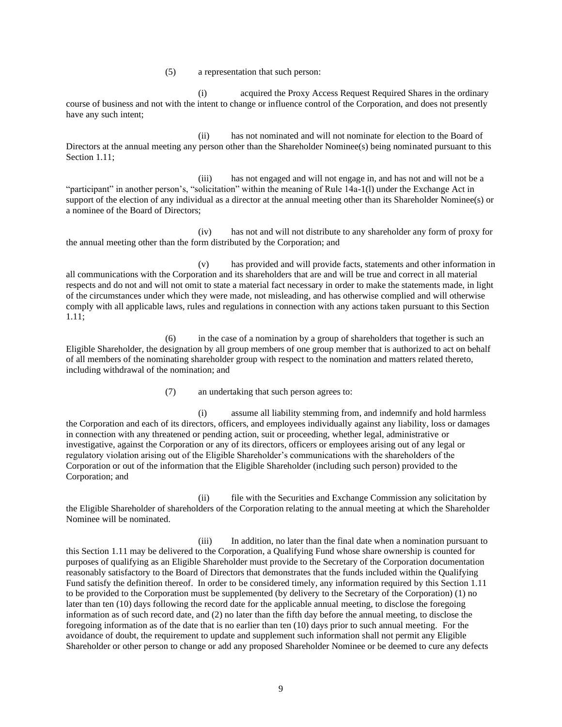(5) a representation that such person:

(i) acquired the Proxy Access Request Required Shares in the ordinary course of business and not with the intent to change or influence control of the Corporation, and does not presently have any such intent;

(ii) has not nominated and will not nominate for election to the Board of Directors at the annual meeting any person other than the Shareholder Nominee(s) being nominated pursuant to this Section 1.11;

(iii) has not engaged and will not engage in, and has not and will not be a "participant" in another person's, "solicitation" within the meaning of Rule 14a-1(l) under the Exchange Act in support of the election of any individual as a director at the annual meeting other than its Shareholder Nominee(s) or a nominee of the Board of Directors;

(iv) has not and will not distribute to any shareholder any form of proxy for the annual meeting other than the form distributed by the Corporation; and

(v) has provided and will provide facts, statements and other information in all communications with the Corporation and its shareholders that are and will be true and correct in all material respects and do not and will not omit to state a material fact necessary in order to make the statements made, in light of the circumstances under which they were made, not misleading, and has otherwise complied and will otherwise comply with all applicable laws, rules and regulations in connection with any actions taken pursuant to this Section 1.11;

(6) in the case of a nomination by a group of shareholders that together is such an Eligible Shareholder, the designation by all group members of one group member that is authorized to act on behalf of all members of the nominating shareholder group with respect to the nomination and matters related thereto, including withdrawal of the nomination; and

(7) an undertaking that such person agrees to:

(i) assume all liability stemming from, and indemnify and hold harmless the Corporation and each of its directors, officers, and employees individually against any liability, loss or damages in connection with any threatened or pending action, suit or proceeding, whether legal, administrative or investigative, against the Corporation or any of its directors, officers or employees arising out of any legal or regulatory violation arising out of the Eligible Shareholder's communications with the shareholders of the Corporation or out of the information that the Eligible Shareholder (including such person) provided to the Corporation; and

(ii) file with the Securities and Exchange Commission any solicitation by the Eligible Shareholder of shareholders of the Corporation relating to the annual meeting at which the Shareholder Nominee will be nominated.

(iii) In addition, no later than the final date when a nomination pursuant to this Section 1.11 may be delivered to the Corporation, a Qualifying Fund whose share ownership is counted for purposes of qualifying as an Eligible Shareholder must provide to the Secretary of the Corporation documentation reasonably satisfactory to the Board of Directors that demonstrates that the funds included within the Qualifying Fund satisfy the definition thereof. In order to be considered timely, any information required by this Section 1.11 to be provided to the Corporation must be supplemented (by delivery to the Secretary of the Corporation) (1) no later than ten (10) days following the record date for the applicable annual meeting, to disclose the foregoing information as of such record date, and (2) no later than the fifth day before the annual meeting, to disclose the foregoing information as of the date that is no earlier than ten (10) days prior to such annual meeting. For the avoidance of doubt, the requirement to update and supplement such information shall not permit any Eligible Shareholder or other person to change or add any proposed Shareholder Nominee or be deemed to cure any defects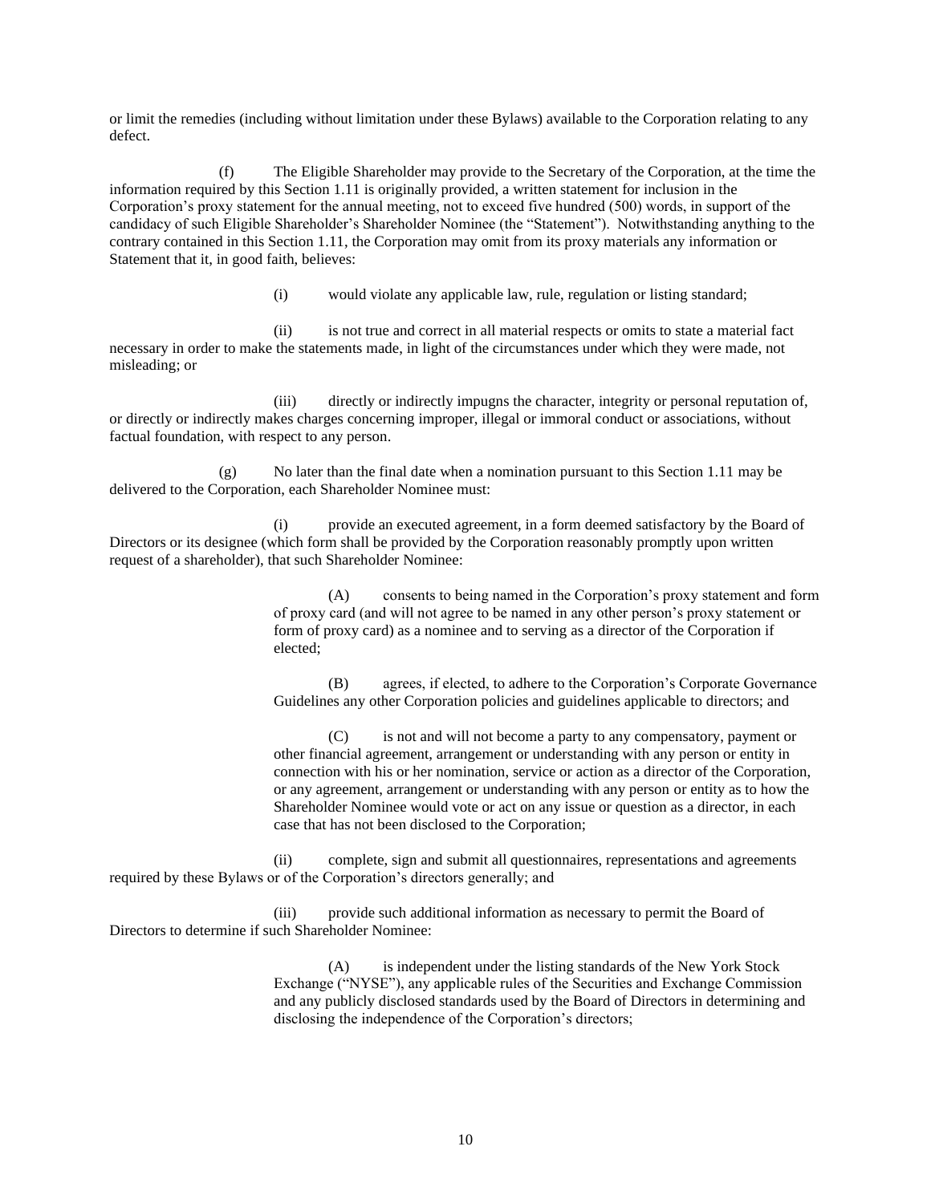or limit the remedies (including without limitation under these Bylaws) available to the Corporation relating to any defect.

(f) The Eligible Shareholder may provide to the Secretary of the Corporation, at the time the information required by this Section 1.11 is originally provided, a written statement for inclusion in the Corporation's proxy statement for the annual meeting, not to exceed five hundred (500) words, in support of the candidacy of such Eligible Shareholder's Shareholder Nominee (the "Statement"). Notwithstanding anything to the contrary contained in this Section 1.11, the Corporation may omit from its proxy materials any information or Statement that it, in good faith, believes:

(i) would violate any applicable law, rule, regulation or listing standard;

(ii) is not true and correct in all material respects or omits to state a material fact necessary in order to make the statements made, in light of the circumstances under which they were made, not misleading; or

(iii) directly or indirectly impugns the character, integrity or personal reputation of, or directly or indirectly makes charges concerning improper, illegal or immoral conduct or associations, without factual foundation, with respect to any person.

(g) No later than the final date when a nomination pursuant to this Section 1.11 may be delivered to the Corporation, each Shareholder Nominee must:

(i) provide an executed agreement, in a form deemed satisfactory by the Board of Directors or its designee (which form shall be provided by the Corporation reasonably promptly upon written request of a shareholder), that such Shareholder Nominee:

(A) consents to being named in the Corporation's proxy statement and form of proxy card (and will not agree to be named in any other person's proxy statement or form of proxy card) as a nominee and to serving as a director of the Corporation if elected;

(B) agrees, if elected, to adhere to the Corporation's Corporate Governance Guidelines any other Corporation policies and guidelines applicable to directors; and

(C) is not and will not become a party to any compensatory, payment or other financial agreement, arrangement or understanding with any person or entity in connection with his or her nomination, service or action as a director of the Corporation, or any agreement, arrangement or understanding with any person or entity as to how the Shareholder Nominee would vote or act on any issue or question as a director, in each case that has not been disclosed to the Corporation;

(ii) complete, sign and submit all questionnaires, representations and agreements required by these Bylaws or of the Corporation's directors generally; and

(iii) provide such additional information as necessary to permit the Board of Directors to determine if such Shareholder Nominee:

(A) is independent under the listing standards of the New York Stock Exchange ("NYSE"), any applicable rules of the Securities and Exchange Commission and any publicly disclosed standards used by the Board of Directors in determining and disclosing the independence of the Corporation's directors;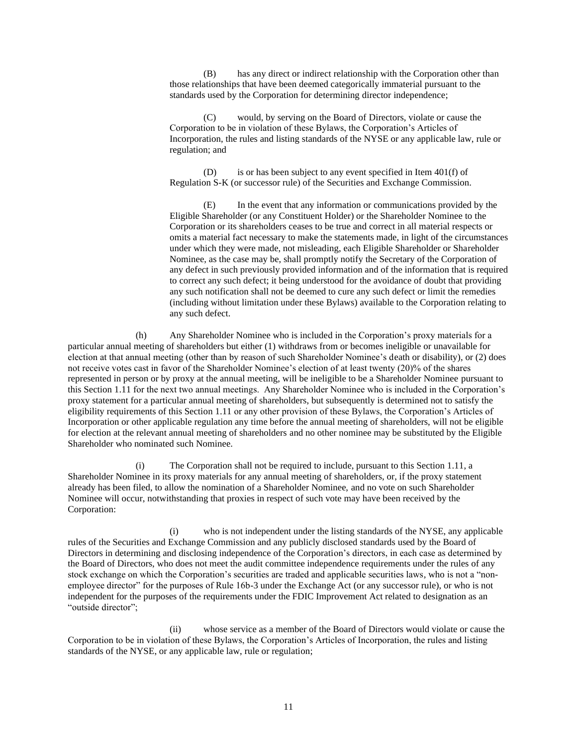(B) has any direct or indirect relationship with the Corporation other than those relationships that have been deemed categorically immaterial pursuant to the standards used by the Corporation for determining director independence;

(C) would, by serving on the Board of Directors, violate or cause the Corporation to be in violation of these Bylaws, the Corporation's Articles of Incorporation, the rules and listing standards of the NYSE or any applicable law, rule or regulation; and

(D) is or has been subject to any event specified in Item 401(f) of Regulation S-K (or successor rule) of the Securities and Exchange Commission.

(E) In the event that any information or communications provided by the Eligible Shareholder (or any Constituent Holder) or the Shareholder Nominee to the Corporation or its shareholders ceases to be true and correct in all material respects or omits a material fact necessary to make the statements made, in light of the circumstances under which they were made, not misleading, each Eligible Shareholder or Shareholder Nominee, as the case may be, shall promptly notify the Secretary of the Corporation of any defect in such previously provided information and of the information that is required to correct any such defect; it being understood for the avoidance of doubt that providing any such notification shall not be deemed to cure any such defect or limit the remedies (including without limitation under these Bylaws) available to the Corporation relating to any such defect.

(h) Any Shareholder Nominee who is included in the Corporation's proxy materials for a particular annual meeting of shareholders but either (1) withdraws from or becomes ineligible or unavailable for election at that annual meeting (other than by reason of such Shareholder Nominee's death or disability), or (2) does not receive votes cast in favor of the Shareholder Nominee's election of at least twenty (20)% of the shares represented in person or by proxy at the annual meeting, will be ineligible to be a Shareholder Nominee pursuant to this Section 1.11 for the next two annual meetings. Any Shareholder Nominee who is included in the Corporation's proxy statement for a particular annual meeting of shareholders, but subsequently is determined not to satisfy the eligibility requirements of this Section 1.11 or any other provision of these Bylaws, the Corporation's Articles of Incorporation or other applicable regulation any time before the annual meeting of shareholders, will not be eligible for election at the relevant annual meeting of shareholders and no other nominee may be substituted by the Eligible Shareholder who nominated such Nominee.

(i) The Corporation shall not be required to include, pursuant to this Section 1.11, a Shareholder Nominee in its proxy materials for any annual meeting of shareholders, or, if the proxy statement already has been filed, to allow the nomination of a Shareholder Nominee, and no vote on such Shareholder Nominee will occur, notwithstanding that proxies in respect of such vote may have been received by the Corporation:

(i) who is not independent under the listing standards of the NYSE, any applicable rules of the Securities and Exchange Commission and any publicly disclosed standards used by the Board of Directors in determining and disclosing independence of the Corporation's directors, in each case as determined by the Board of Directors, who does not meet the audit committee independence requirements under the rules of any stock exchange on which the Corporation's securities are traded and applicable securities laws, who is not a "non-employee director" for the purposes of Rule 16b-3 under the Exchange Act (or any successor rule), or who is not independent for the purposes of the requirements under the FDIC Improvement Act related to designation as an "outside director";

(ii) whose service as a member of the Board of Directors would violate or cause the Corporation to be in violation of these Bylaws, the Corporation's Articles of Incorporation, the rules and listing standards of the NYSE, or any applicable law, rule or regulation;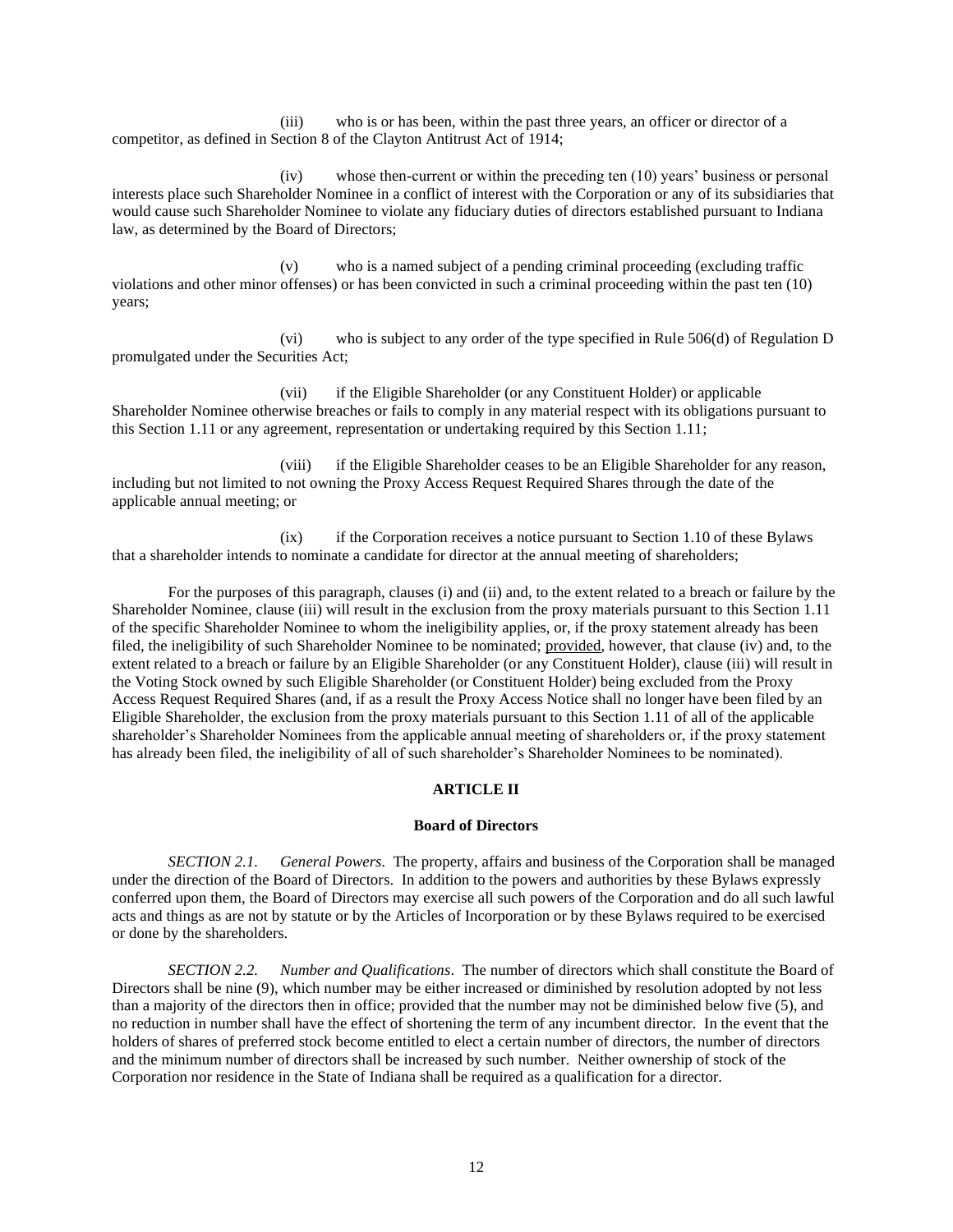(iii) who is or has been, within the past three years, an officer or director of a competitor, as defined in Section 8 of the Clayton Antitrust Act of 1914;

(iv) whose then-current or within the preceding ten (10) years' business or personal interests place such Shareholder Nominee in a conflict of interest with the Corporation or any of its subsidiaries that would cause such Shareholder Nominee to violate any fiduciary duties of directors established pursuant to Indiana law, as determined by the Board of Directors;

(v) who is a named subject of a pending criminal proceeding (excluding traffic violations and other minor offenses) or has been convicted in such a criminal proceeding within the past ten (10) years;

(vi) who is subject to any order of the type specified in Rule 506(d) of Regulation D promulgated under the Securities Act;

(vii) if the Eligible Shareholder (or any Constituent Holder) or applicable Shareholder Nominee otherwise breaches or fails to comply in any material respect with its obligations pursuant to this Section 1.11 or any agreement, representation or undertaking required by this Section 1.11;

(viii) if the Eligible Shareholder ceases to be an Eligible Shareholder for any reason, including but not limited to not owning the Proxy Access Request Required Shares through the date of the applicable annual meeting; or

(ix) if the Corporation receives a notice pursuant to Section 1.10 of these Bylaws that a shareholder intends to nominate a candidate for director at the annual meeting of shareholders;

For the purposes of this paragraph, clauses (i) and (ii) and, to the extent related to a breach or failure by the Shareholder Nominee, clause (iii) will result in the exclusion from the proxy materials pursuant to this Section 1.11 of the specific Shareholder Nominee to whom the ineligibility applies, or, if the proxy statement already has been filed, the ineligibility of such Shareholder Nominee to be nominated; provided, however, that clause (iv) and, to the extent related to a breach or failure by an Eligible Shareholder (or any Constituent Holder), clause (iii) will result in the Voting Stock owned by such Eligible Shareholder (or Constituent Holder) being excluded from the Proxy Access Request Required Shares (and, if as a result the Proxy Access Notice shall no longer have been filed by an Eligible Shareholder, the exclusion from the proxy materials pursuant to this Section 1.11 of all of the applicable shareholder's Shareholder Nominees from the applicable annual meeting of shareholders or, if the proxy statement has already been filed, the ineligibility of all of such shareholder's Shareholder Nominees to be nominated).

## ARTICLE II

### Board of Directors

*SECTION 2.1. General Powers.* The property, affairs and business of the Corporation shall be managed under the direction of the Board of Directors. In addition to the powers and authorities by these Bylaws expressly conferred upon them, the Board of Directors may exercise all such powers of the Corporation and do all such lawful acts and things as are not by statute or by the Articles of Incorporation or by these Bylaws required to be exercised or done by the shareholders.

*SECTION 2.2. Number and Qualifications.* The number of directors which shall constitute the Board of Directors shall be nine (9), which number may be either increased or diminished by resolution adopted by not less than a majority of the directors then in office; provided that the number may not be diminished below five (5), and no reduction in number shall have the effect of shortening the term of any incumbent director. In the event that the holders of shares of preferred stock become entitled to elect a certain number of directors, the number of directors and the minimum number of directors shall be increased by such number. Neither ownership of stock of the Corporation nor residence in the State of Indiana shall be required as a qualification for a director.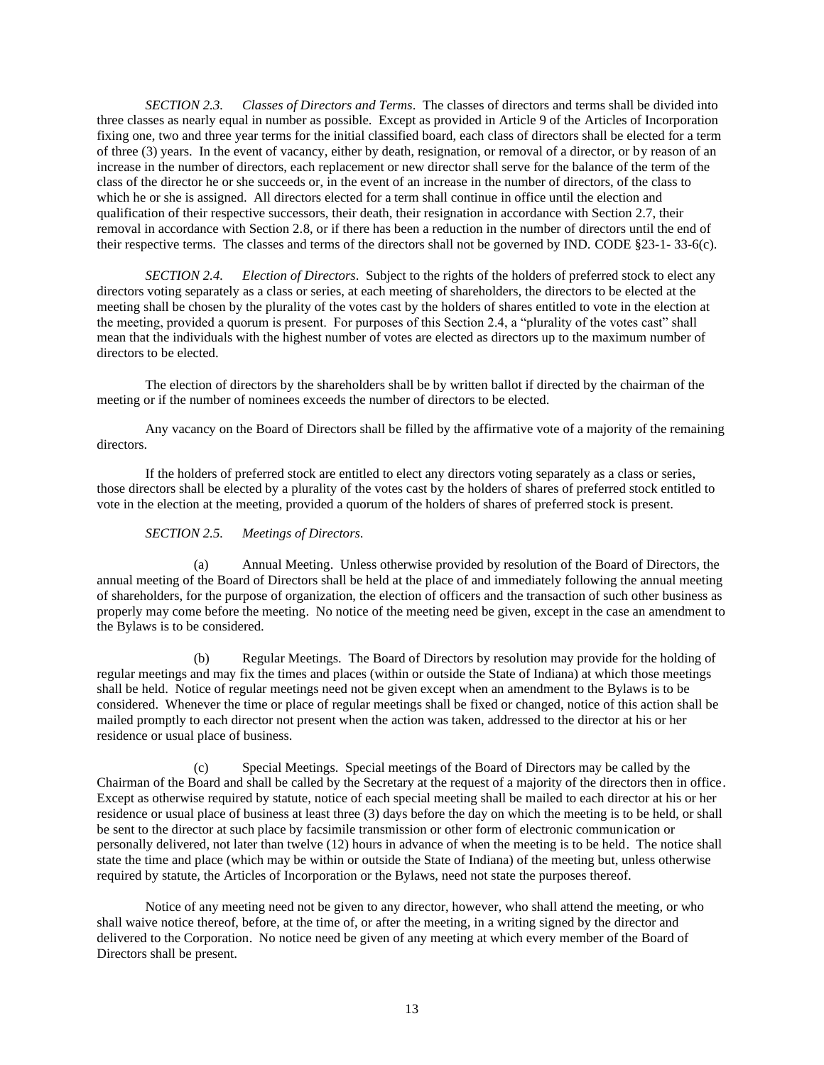*SECTION 2.3. Classes of Directors and Terms*. The classes of directors and terms shall be divided into three classes as nearly equal in number as possible. Except as provided in Article 9 of the Articles of Incorporation fixing one, two and three year terms for the initial classified board, each class of directors shall be elected for a term of three (3) years. In the event of vacancy, either by death, resignation, or removal of a director, or by reason of an increase in the number of directors, each replacement or new director shall serve for the balance of the term of the class of the director he or she succeeds or, in the event of an increase in the number of directors, of the class to which he or she is assigned. All directors elected for a term shall continue in office until the election and qualification of their respective successors, their death, their resignation in accordance with Section 2.7, their removal in accordance with Section 2.8, or if there has been a reduction in the number of directors until the end of their respective terms. The classes and terms of the directors shall not be governed by IND. CODE §23-1- 33-6(c).

*SECTION 2.4. Election of Directors*. Subject to the rights of the holders of preferred stock to elect any directors voting separately as a class or series, at each meeting of shareholders, the directors to be elected at the meeting shall be chosen by the plurality of the votes cast by the holders of shares entitled to vote in the election at the meeting, provided a quorum is present. For purposes of this Section 2.4, a "plurality of the votes cast" shall mean that the individuals with the highest number of votes are elected as directors up to the maximum number of directors to be elected.

The election of directors by the shareholders shall be by written ballot if directed by the chairman of the meeting or if the number of nominees exceeds the number of directors to be elected.

Any vacancy on the Board of Directors shall be filled by the affirmative vote of a majority of the remaining directors.

If the holders of preferred stock are entitled to elect any directors voting separately as a class or series, those directors shall be elected by a plurality of the votes cast by the holders of shares of preferred stock entitled to vote in the election at the meeting, provided a quorum of the holders of shares of preferred stock is present.

*SECTION 2.5. Meetings of Directors*.

(a) Annual Meeting. Unless otherwise provided by resolution of the Board of Directors, the annual meeting of the Board of Directors shall be held at the place of and immediately following the annual meeting of shareholders, for the purpose of organization, the election of officers and the transaction of such other business as properly may come before the meeting. No notice of the meeting need be given, except in the case an amendment to the Bylaws is to be considered.

(b) Regular Meetings. The Board of Directors by resolution may provide for the holding of regular meetings and may fix the times and places (within or outside the State of Indiana) at which those meetings shall be held. Notice of regular meetings need not be given except when an amendment to the Bylaws is to be considered. Whenever the time or place of regular meetings shall be fixed or changed, notice of this action shall be mailed promptly to each director not present when the action was taken, addressed to the director at his or her residence or usual place of business.

(c) Special Meetings. Special meetings of the Board of Directors may be called by the Chairman of the Board and shall be called by the Secretary at the request of a majority of the directors then in office. Except as otherwise required by statute, notice of each special meeting shall be mailed to each director at his or her residence or usual place of business at least three (3) days before the day on which the meeting is to be held, or shall be sent to the director at such place by facsimile transmission or other form of electronic communication or personally delivered, not later than twelve (12) hours in advance of when the meeting is to be held. The notice shall state the time and place (which may be within or outside the State of Indiana) of the meeting but, unless otherwise required by statute, the Articles of Incorporation or the Bylaws, need not state the purposes thereof.

Notice of any meeting need not be given to any director, however, who shall attend the meeting, or who shall waive notice thereof, before, at the time of, or after the meeting, in a writing signed by the director and delivered to the Corporation. No notice need be given of any meeting at which every member of the Board of Directors shall be present.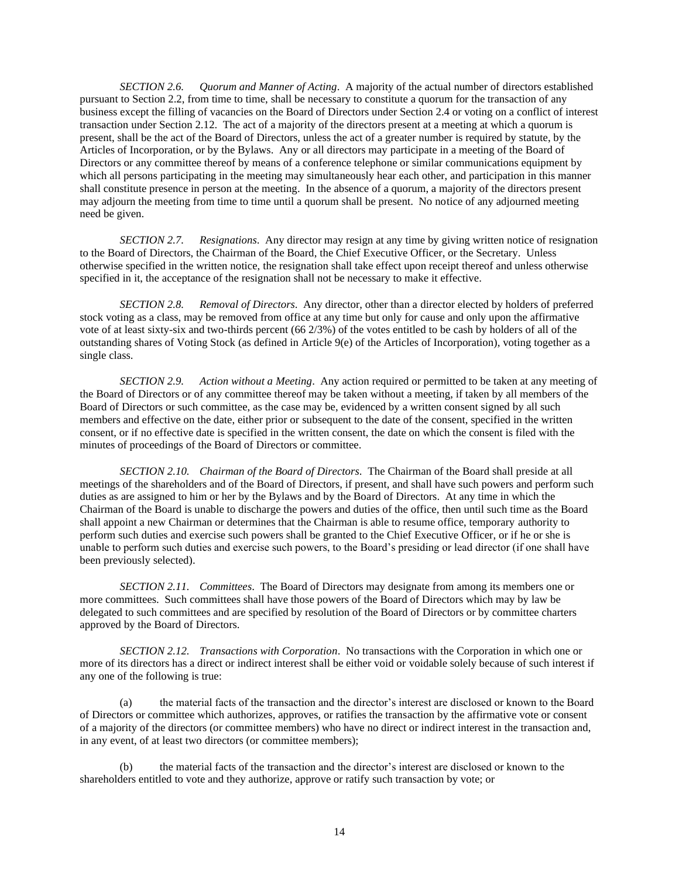*SECTION 2.6. Quorum and Manner of Acting*. A majority of the actual number of directors established pursuant to Section 2.2, from time to time, shall be necessary to constitute a quorum for the transaction of any business except the filling of vacancies on the Board of Directors under Section 2.4 or voting on a conflict of interest transaction under Section 2.12. The act of a majority of the directors present at a meeting at which a quorum is present, shall be the act of the Board of Directors, unless the act of a greater number is required by statute, by the Articles of Incorporation, or by the Bylaws. Any or all directors may participate in a meeting of the Board of Directors or any committee thereof by means of a conference telephone or similar communications equipment by which all persons participating in the meeting may simultaneously hear each other, and participation in this manner shall constitute presence in person at the meeting. In the absence of a quorum, a majority of the directors present may adjourn the meeting from time to time until a quorum shall be present. No notice of any adjourned meeting need be given.

*SECTION 2.7. Resignations.* Any director may resign at any time by giving written notice of resignation to the Board of Directors, the Chairman of the Board, the Chief Executive Officer, or the Secretary. Unless otherwise specified in the written notice, the resignation shall take effect upon receipt thereof and unless otherwise specified in it, the acceptance of the resignation shall not be necessary to make it effective.

*SECTION 2.8. Removal of Directors*. Any director, other than a director elected by holders of preferred stock voting as a class, may be removed from office at any time but only for cause and only upon the affirmative vote of at least sixty-six and two-thirds percent (66 2/3%) of the votes entitled to be cash by holders of all of the outstanding shares of Voting Stock (as defined in Article 9(e) of the Articles of Incorporation), voting together as a single class.

*SECTION 2.9. Action without a Meeting*. Any action required or permitted to be taken at any meeting of the Board of Directors or of any committee thereof may be taken without a meeting, if taken by all members of the Board of Directors or such committee, as the case may be, evidenced by a written consent signed by all such members and effective on the date, either prior or subsequent to the date of the consent, specified in the written consent, or if no effective date is specified in the written consent, the date on which the consent is filed with the minutes of proceedings of the Board of Directors or committee.

*SECTION 2.10. Chairman of the Board of Directors*. The Chairman of the Board shall preside at all meetings of the shareholders and of the Board of Directors, if present, and shall have such powers and perform such duties as are assigned to him or her by the Bylaws and by the Board of Directors. At any time in which the Chairman of the Board is unable to discharge the powers and duties of the office, then until such time as the Board shall appoint a new Chairman or determines that the Chairman is able to resume office, temporary authority to perform such duties and exercise such powers shall be granted to the Chief Executive Officer, or if he or she is unable to perform such duties and exercise such powers, to the Board's presiding or lead director (if one shall have been previously selected).

*SECTION 2.11. Committees*. The Board of Directors may designate from among its members one or more committees. Such committees shall have those powers of the Board of Directors which may by law be delegated to such committees and are specified by resolution of the Board of Directors or by committee charters approved by the Board of Directors.

*SECTION 2.12. Transactions with Corporation*. No transactions with the Corporation in which one or more of its directors has a direct or indirect interest shall be either void or voidable solely because of such interest if any one of the following is true:

(a) the material facts of the transaction and the director's interest are disclosed or known to the Board of Directors or committee which authorizes, approves, or ratifies the transaction by the affirmative vote or consent of a majority of the directors (or committee members) who have no direct or indirect interest in the transaction and, in any event, of at least two directors (or committee members);

(b) the material facts of the transaction and the director's interest are disclosed or known to the shareholders entitled to vote and they authorize, approve or ratify such transaction by vote; or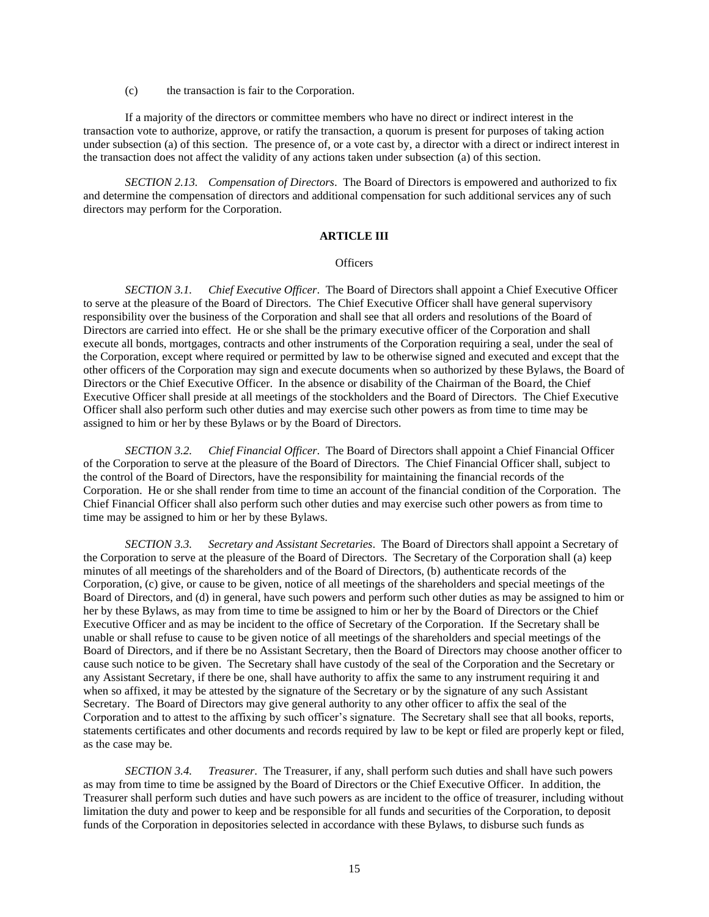(c) the transaction is fair to the Corporation.

If a majority of the directors or committee members who have no direct or indirect interest in the transaction vote to authorize, approve, or ratify the transaction, a quorum is present for purposes of taking action under subsection (a) of this section. The presence of, or a vote cast by, a director with a direct or indirect interest in the transaction does not affect the validity of any actions taken under subsection (a) of this section.

*SECTION 2.13. Compensation of Directors*. The Board of Directors is empowered and authorized to fix and determine the compensation of directors and additional compensation for such additional services any of such directors may perform for the Corporation.

## ARTICLE III

### Officers

*SECTION 3.1. Chief Executive Officer*. The Board of Directors shall appoint a Chief Executive Officer to serve at the pleasure of the Board of Directors. The Chief Executive Officer shall have general supervisory responsibility over the business of the Corporation and shall see that all orders and resolutions of the Board of Directors are carried into effect. He or she shall be the primary executive officer of the Corporation and shall execute all bonds, mortgages, contracts and other instruments of the Corporation requiring a seal, under the seal of the Corporation, except where required or permitted by law to be otherwise signed and executed and except that the other officers of the Corporation may sign and execute documents when so authorized by these Bylaws, the Board of Directors or the Chief Executive Officer. In the absence or disability of the Chairman of the Board, the Chief Executive Officer shall preside at all meetings of the stockholders and the Board of Directors. The Chief Executive Officer shall also perform such other duties and may exercise such other powers as from time to time may be assigned to him or her by these Bylaws or by the Board of Directors.

*SECTION 3.2. Chief Financial Officer*. The Board of Directors shall appoint a Chief Financial Officer of the Corporation to serve at the pleasure of the Board of Directors. The Chief Financial Officer shall, subject to the control of the Board of Directors, have the responsibility for maintaining the financial records of the Corporation. He or she shall render from time to time an account of the financial condition of the Corporation. The Chief Financial Officer shall also perform such other duties and may exercise such other powers as from time to time may be assigned to him or her by these Bylaws.

*SECTION 3.3. Secretary and Assistant Secretaries*. The Board of Directors shall appoint a Secretary of the Corporation to serve at the pleasure of the Board of Directors. The Secretary of the Corporation shall (a) keep minutes of all meetings of the shareholders and of the Board of Directors, (b) authenticate records of the Corporation, (c) give, or cause to be given, notice of all meetings of the shareholders and special meetings of the Board of Directors, and (d) in general, have such powers and perform such other duties as may be assigned to him or her by these Bylaws, as may from time to time be assigned to him or her by the Board of Directors or the Chief Executive Officer and as may be incident to the office of Secretary of the Corporation. If the Secretary shall be unable or shall refuse to cause to be given notice of all meetings of the shareholders and special meetings of the Board of Directors, and if there be no Assistant Secretary, then the Board of Directors may choose another officer to cause such notice to be given. The Secretary shall have custody of the seal of the Corporation and the Secretary or any Assistant Secretary, if there be one, shall have authority to affix the same to any instrument requiring it and when so affixed, it may be attested by the signature of the Secretary or by the signature of any such Assistant Secretary. The Board of Directors may give general authority to any other officer to affix the seal of the Corporation and to attest to the affixing by such officer's signature. The Secretary shall see that all books, reports, statements certificates and other documents and records required by law to be kept or filed are properly kept or filed, as the case may be.

*SECTION 3.4. Treasurer*. The Treasurer, if any, shall perform such duties and shall have such powers as may from time to time be assigned by the Board of Directors or the Chief Executive Officer. In addition, the Treasurer shall perform such duties and have such powers as are incident to the office of treasurer, including without limitation the duty and power to keep and be responsible for all funds and securities of the Corporation, to deposit funds of the Corporation in depositories selected in accordance with these Bylaws, to disburse such funds as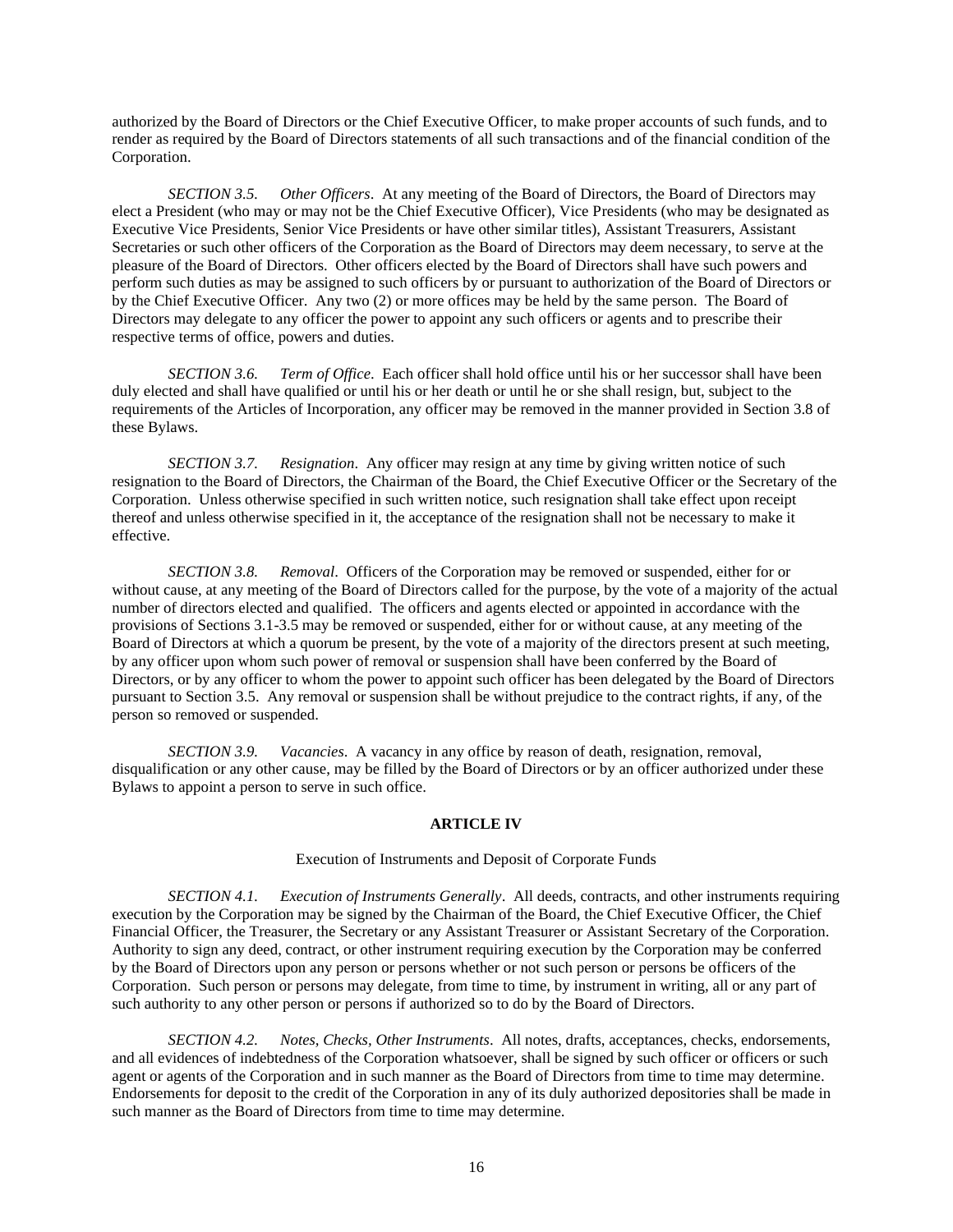authorized by the Board of Directors or the Chief Executive Officer, to make proper accounts of such funds, and to render as required by the Board of Directors statements of all such transactions and of the financial condition of the Corporation.

*SECTION 3.5.* *Other Officers*. At any meeting of the Board of Directors, the Board of Directors may elect a President (who may or may not be the Chief Executive Officer), Vice Presidents (who may be designated as Executive Vice Presidents, Senior Vice Presidents or have other similar titles), Assistant Treasurers, Assistant Secretaries or such other officers of the Corporation as the Board of Directors may deem necessary, to serve at the pleasure of the Board of Directors. Other officers elected by the Board of Directors shall have such powers and perform such duties as may be assigned to such officers by or pursuant to authorization of the Board of Directors or by the Chief Executive Officer. Any two (2) or more offices may be held by the same person. The Board of Directors may delegate to any officer the power to appoint any such officers or agents and to prescribe their respective terms of office, powers and duties.

*SECTION 3.6.* *Term of Office*. Each officer shall hold office until his or her successor shall have been duly elected and shall have qualified or until his or her death or until he or she shall resign, but, subject to the requirements of the Articles of Incorporation, any officer may be removed in the manner provided in Section 3.8 of these Bylaws.

*SECTION 3.7.* *Resignation*. Any officer may resign at any time by giving written notice of such resignation to the Board of Directors, the Chairman of the Board, the Chief Executive Officer or the Secretary of the Corporation. Unless otherwise specified in such written notice, such resignation shall take effect upon receipt thereof and unless otherwise specified in it, the acceptance of the resignation shall not be necessary to make it effective.

*SECTION 3.8.* *Removal*. Officers of the Corporation may be removed or suspended, either for or without cause, at any meeting of the Board of Directors called for the purpose, by the vote of a majority of the actual number of directors elected and qualified. The officers and agents elected or appointed in accordance with the provisions of Sections 3.1-3.5 may be removed or suspended, either for or without cause, at any meeting of the Board of Directors at which a quorum be present, by the vote of a majority of the directors present at such meeting, by any officer upon whom such power of removal or suspension shall have been conferred by the Board of Directors, or by any officer to whom the power to appoint such officer has been delegated by the Board of Directors pursuant to Section 3.5. Any removal or suspension shall be without prejudice to the contract rights, if any, of the person so removed or suspended.

*SECTION 3.9.* *Vacancies*. A vacancy in any office by reason of death, resignation, removal, disqualification or any other cause, may be filled by the Board of Directors or by an officer authorized under these Bylaws to appoint a person to serve in such office.

## ARTICLE IV

Execution of Instruments and Deposit of Corporate Funds

*SECTION 4.1.* *Execution of Instruments Generally*. All deeds, contracts, and other instruments requiring execution by the Corporation may be signed by the Chairman of the Board, the Chief Executive Officer, the Chief Financial Officer, the Treasurer, the Secretary or any Assistant Treasurer or Assistant Secretary of the Corporation. Authority to sign any deed, contract, or other instrument requiring execution by the Corporation may be conferred by the Board of Directors upon any person or persons whether or not such person or persons be officers of the Corporation. Such person or persons may delegate, from time to time, by instrument in writing, all or any part of such authority to any other person or persons if authorized so to do by the Board of Directors.

*SECTION 4.2.* *Notes, Checks, Other Instruments*. All notes, drafts, acceptances, checks, endorsements, and all evidences of indebtedness of the Corporation whatsoever, shall be signed by such officer or officers or such agent or agents of the Corporation and in such manner as the Board of Directors from time to time may determine. Endorsements for deposit to the credit of the Corporation in any of its duly authorized depositories shall be made in such manner as the Board of Directors from time to time may determine.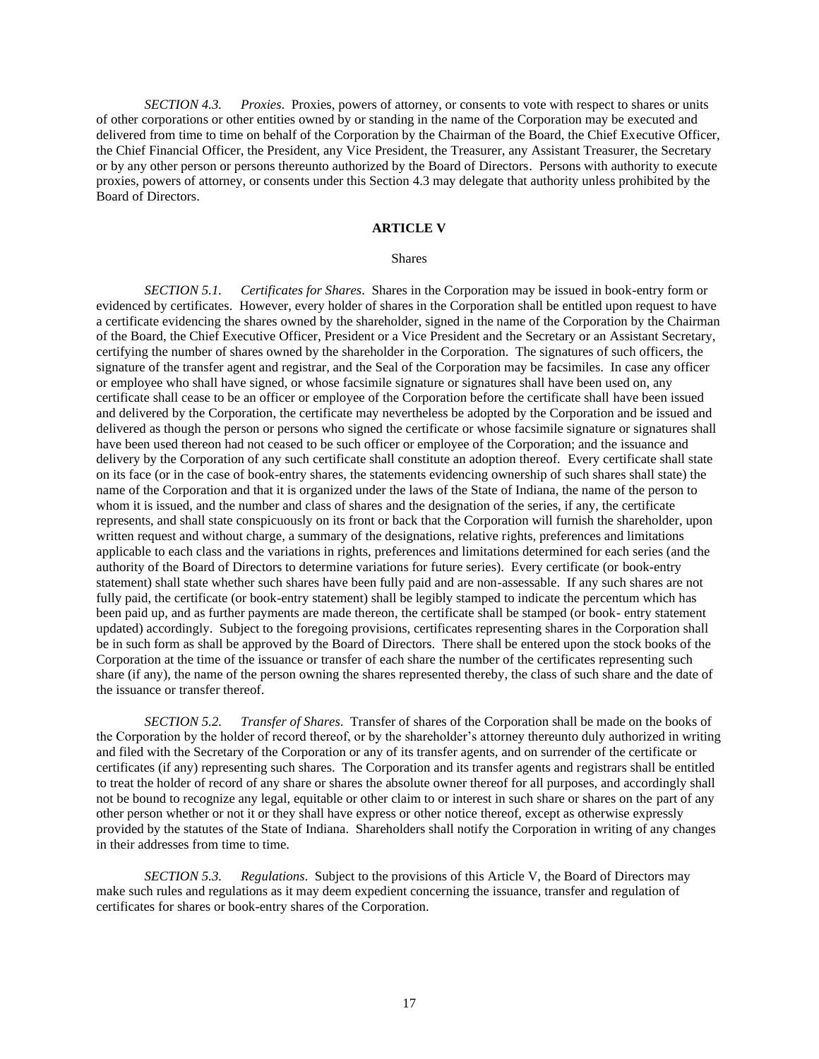*SECTION 4.3.* *Proxies*. Proxies, powers of attorney, or consents to vote with respect to shares or units of other corporations or other entities owned by or standing in the name of the Corporation may be executed and delivered from time to time on behalf of the Corporation by the Chairman of the Board, the Chief Executive Officer, the Chief Financial Officer, the President, any Vice President, the Treasurer, any Assistant Treasurer, the Secretary or by any other person or persons thereunto authorized by the Board of Directors. Persons with authority to execute proxies, powers of attorney, or consents under this Section 4.3 may delegate that authority unless prohibited by the Board of Directors.

## ARTICLE V

### Shares

*SECTION 5.1.* *Certificates for Shares*. Shares in the Corporation may be issued in book-entry form or evidenced by certificates. However, every holder of shares in the Corporation shall be entitled upon request to have a certificate evidencing the shares owned by the shareholder, signed in the name of the Corporation by the Chairman of the Board, the Chief Executive Officer, President or a Vice President and the Secretary or an Assistant Secretary, certifying the number of shares owned by the shareholder in the Corporation. The signatures of such officers, the signature of the transfer agent and registrar, and the Seal of the Corporation may be facsimiles. In case any officer or employee who shall have signed, or whose facsimile signature or signatures shall have been used on, any certificate shall cease to be an officer or employee of the Corporation before the certificate shall have been issued and delivered by the Corporation, the certificate may nevertheless be adopted by the Corporation and be issued and delivered as though the person or persons who signed the certificate or whose facsimile signature or signatures shall have been used thereon had not ceased to be such officer or employee of the Corporation; and the issuance and delivery by the Corporation of any such certificate shall constitute an adoption thereof. Every certificate shall state on its face (or in the case of book-entry shares, the statements evidencing ownership of such shares shall state) the name of the Corporation and that it is organized under the laws of the State of Indiana, the name of the person to whom it is issued, and the number and class of shares and the designation of the series, if any, the certificate represents, and shall state conspicuously on its front or back that the Corporation will furnish the shareholder, upon written request and without charge, a summary of the designations, relative rights, preferences and limitations applicable to each class and the variations in rights, preferences and limitations determined for each series (and the authority of the Board of Directors to determine variations for future series). Every certificate (or book-entry statement) shall state whether such shares have been fully paid and are non-assessable. If any such shares are not fully paid, the certificate (or book-entry statement) shall be legibly stamped to indicate the percentum which has been paid up, and as further payments are made thereon, the certificate shall be stamped (or book- entry statement updated) accordingly. Subject to the foregoing provisions, certificates representing shares in the Corporation shall be in such form as shall be approved by the Board of Directors. There shall be entered upon the stock books of the Corporation at the time of the issuance or transfer of each share the number of the certificates representing such share (if any), the name of the person owning the shares represented thereby, the class of such share and the date of the issuance or transfer thereof.

*SECTION 5.2.* *Transfer of Shares*. Transfer of shares of the Corporation shall be made on the books of the Corporation by the holder of record thereof, or by the shareholder's attorney thereunto duly authorized in writing and filed with the Secretary of the Corporation or any of its transfer agents, and on surrender of the certificate or certificates (if any) representing such shares. The Corporation and its transfer agents and registrars shall be entitled to treat the holder of record of any share or shares the absolute owner thereof for all purposes, and accordingly shall not be bound to recognize any legal, equitable or other claim to or interest in such share or shares on the part of any other person whether or not it or they shall have express or other notice thereof, except as otherwise expressly provided by the statutes of the State of Indiana. Shareholders shall notify the Corporation in writing of any changes in their addresses from time to time.

*SECTION 5.3.* *Regulations*. Subject to the provisions of this Article V, the Board of Directors may make such rules and regulations as it may deem expedient concerning the issuance, transfer and regulation of certificates for shares or book-entry shares of the Corporation.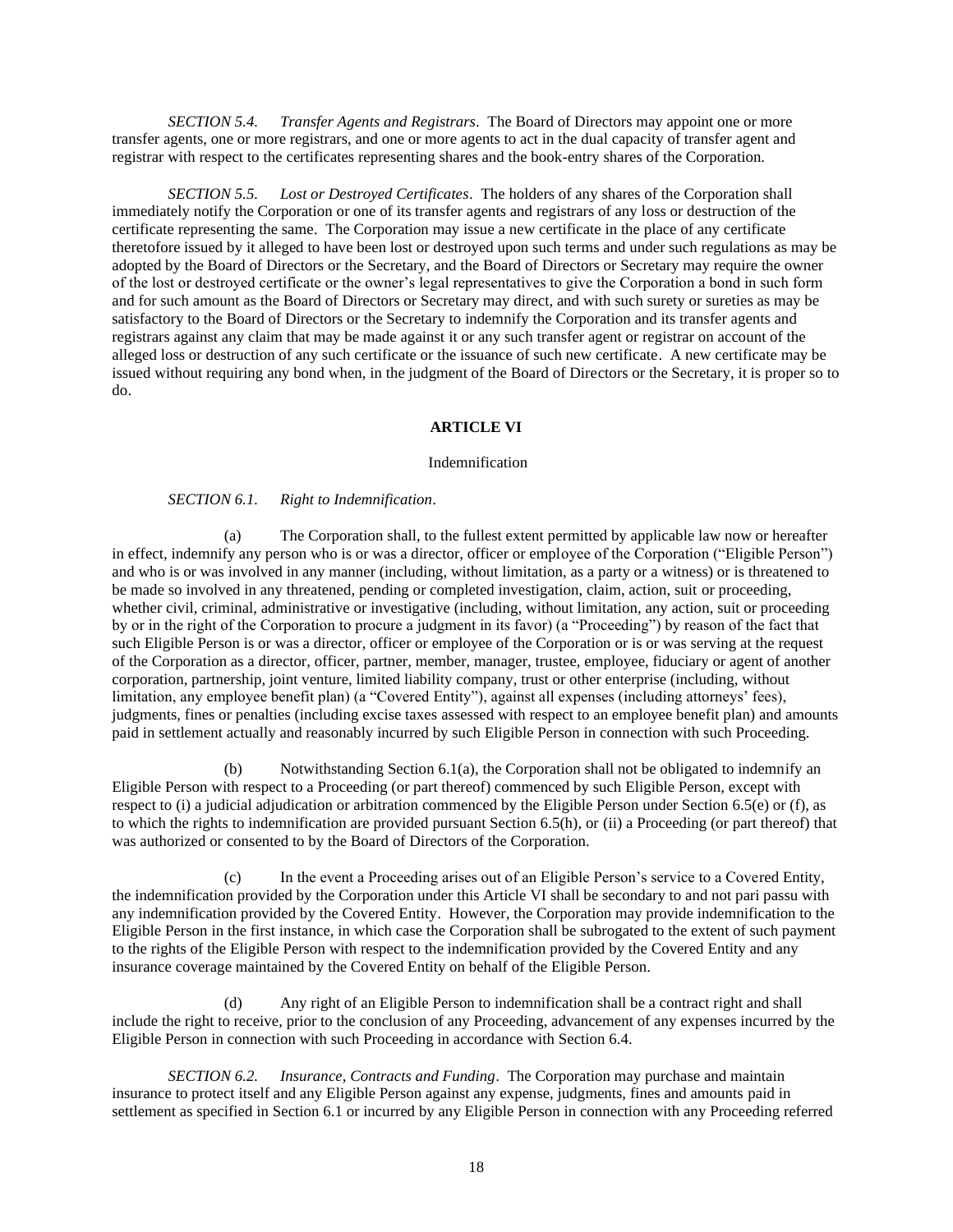*SECTION 5.4. Transfer Agents and Registrars*. The Board of Directors may appoint one or more transfer agents, one or more registrars, and one or more agents to act in the dual capacity of transfer agent and registrar with respect to the certificates representing shares and the book-entry shares of the Corporation.

*SECTION 5.5. Lost or Destroyed Certificates*. The holders of any shares of the Corporation shall immediately notify the Corporation or one of its transfer agents and registrars of any loss or destruction of the certificate representing the same. The Corporation may issue a new certificate in the place of any certificate theretofore issued by it alleged to have been lost or destroyed upon such terms and under such regulations as may be adopted by the Board of Directors or the Secretary, and the Board of Directors or Secretary may require the owner of the lost or destroyed certificate or the owner's legal representatives to give the Corporation a bond in such form and for such amount as the Board of Directors or Secretary may direct, and with such surety or sureties as may be satisfactory to the Board of Directors or the Secretary to indemnify the Corporation and its transfer agents and registrars against any claim that may be made against it or any such transfer agent or registrar on account of the alleged loss or destruction of any such certificate or the issuance of such new certificate. A new certificate may be issued without requiring any bond when, in the judgment of the Board of Directors or the Secretary, it is proper so to do.

## ARTICLE VI

Indemnification

*SECTION 6.1. Right to Indemnification*.

(a) The Corporation shall, to the fullest extent permitted by applicable law now or hereafter in effect, indemnify any person who is or was a director, officer or employee of the Corporation ("Eligible Person") and who is or was involved in any manner (including, without limitation, as a party or a witness) or is threatened to be made so involved in any threatened, pending or completed investigation, claim, action, suit or proceeding, whether civil, criminal, administrative or investigative (including, without limitation, any action, suit or proceeding by or in the right of the Corporation to procure a judgment in its favor) (a "Proceeding") by reason of the fact that such Eligible Person is or was a director, officer or employee of the Corporation or is or was serving at the request of the Corporation as a director, officer, partner, member, manager, trustee, employee, fiduciary or agent of another corporation, partnership, joint venture, limited liability company, trust or other enterprise (including, without limitation, any employee benefit plan) (a "Covered Entity"), against all expenses (including attorneys' fees), judgments, fines or penalties (including excise taxes assessed with respect to an employee benefit plan) and amounts paid in settlement actually and reasonably incurred by such Eligible Person in connection with such Proceeding.

(b) Notwithstanding Section 6.1(a), the Corporation shall not be obligated to indemnify an Eligible Person with respect to a Proceeding (or part thereof) commenced by such Eligible Person, except with respect to (i) a judicial adjudication or arbitration commenced by the Eligible Person under Section 6.5(e) or (f), as to which the rights to indemnification are provided pursuant Section 6.5(h), or (ii) a Proceeding (or part thereof) that was authorized or consented to by the Board of Directors of the Corporation.

(c) In the event a Proceeding arises out of an Eligible Person's service to a Covered Entity, the indemnification provided by the Corporation under this Article VI shall be secondary to and not pari passu with any indemnification provided by the Covered Entity. However, the Corporation may provide indemnification to the Eligible Person in the first instance, in which case the Corporation shall be subrogated to the extent of such payment to the rights of the Eligible Person with respect to the indemnification provided by the Covered Entity and any insurance coverage maintained by the Covered Entity on behalf of the Eligible Person.

(d) Any right of an Eligible Person to indemnification shall be a contract right and shall include the right to receive, prior to the conclusion of any Proceeding, advancement of any expenses incurred by the Eligible Person in connection with such Proceeding in accordance with Section 6.4.

*SECTION 6.2. Insurance, Contracts and Funding*. The Corporation may purchase and maintain insurance to protect itself and any Eligible Person against any expense, judgments, fines and amounts paid in settlement as specified in Section 6.1 or incurred by any Eligible Person in connection with any Proceeding referred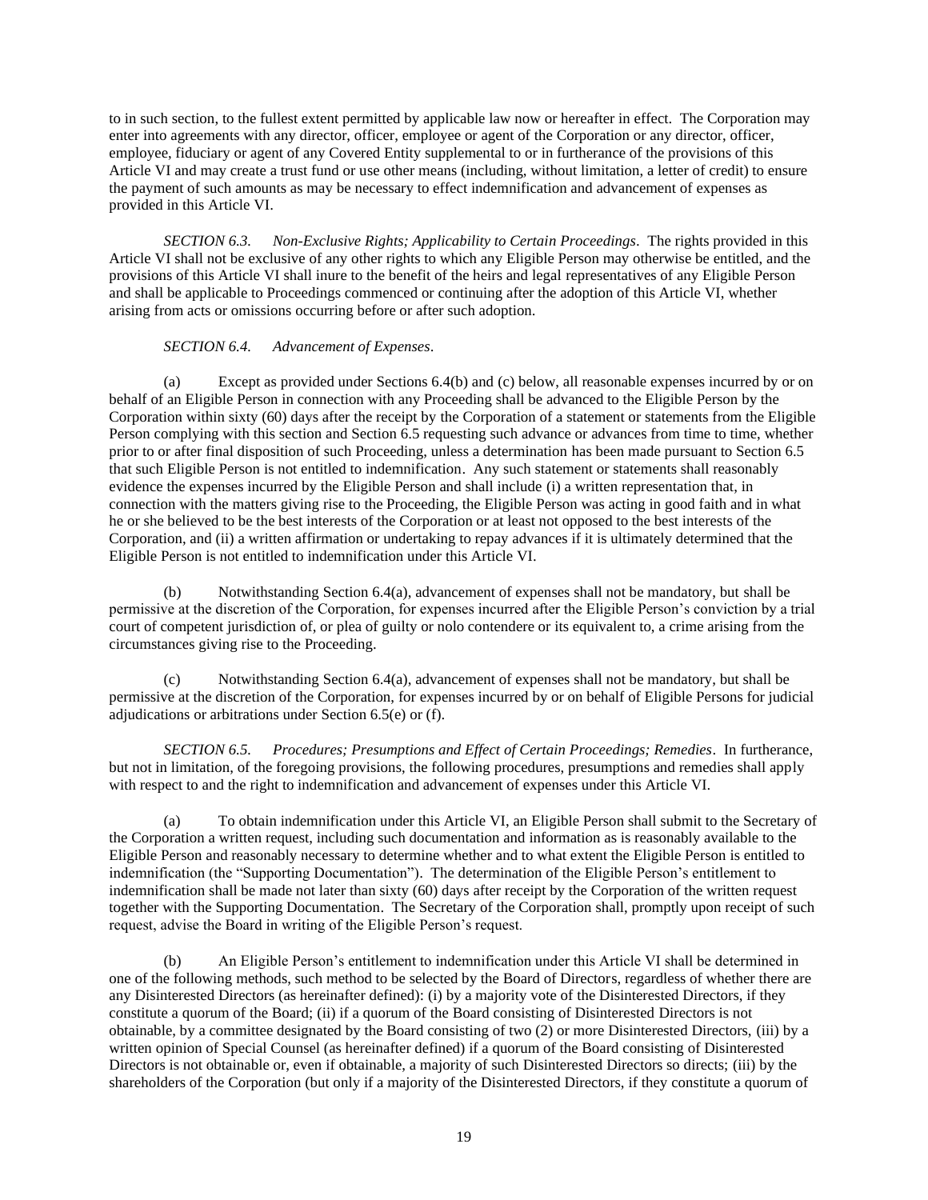to in such section, to the fullest extent permitted by applicable law now or hereafter in effect. The Corporation may enter into agreements with any director, officer, employee or agent of the Corporation or any director, officer, employee, fiduciary or agent of any Covered Entity supplemental to or in furtherance of the provisions of this Article VI and may create a trust fund or use other means (including, without limitation, a letter of credit) to ensure the payment of such amounts as may be necessary to effect indemnification and advancement of expenses as provided in this Article VI.

*SECTION 6.3. Non-Exclusive Rights; Applicability to Certain Proceedings*. The rights provided in this Article VI shall not be exclusive of any other rights to which any Eligible Person may otherwise be entitled, and the provisions of this Article VI shall inure to the benefit of the heirs and legal representatives of any Eligible Person and shall be applicable to Proceedings commenced or continuing after the adoption of this Article VI, whether arising from acts or omissions occurring before or after such adoption.

*SECTION 6.4. Advancement of Expenses*.

(a) Except as provided under Sections 6.4(b) and (c) below, all reasonable expenses incurred by or on behalf of an Eligible Person in connection with any Proceeding shall be advanced to the Eligible Person by the Corporation within sixty (60) days after the receipt by the Corporation of a statement or statements from the Eligible Person complying with this section and Section 6.5 requesting such advance or advances from time to time, whether prior to or after final disposition of such Proceeding, unless a determination has been made pursuant to Section 6.5 that such Eligible Person is not entitled to indemnification. Any such statement or statements shall reasonably evidence the expenses incurred by the Eligible Person and shall include (i) a written representation that, in connection with the matters giving rise to the Proceeding, the Eligible Person was acting in good faith and in what he or she believed to be the best interests of the Corporation or at least not opposed to the best interests of the Corporation, and (ii) a written affirmation or undertaking to repay advances if it is ultimately determined that the Eligible Person is not entitled to indemnification under this Article VI.

(b) Notwithstanding Section 6.4(a), advancement of expenses shall not be mandatory, but shall be permissive at the discretion of the Corporation, for expenses incurred after the Eligible Person's conviction by a trial court of competent jurisdiction of, or plea of guilty or nolo contendere or its equivalent to, a crime arising from the circumstances giving rise to the Proceeding.

(c) Notwithstanding Section 6.4(a), advancement of expenses shall not be mandatory, but shall be permissive at the discretion of the Corporation, for expenses incurred by or on behalf of Eligible Persons for judicial adjudications or arbitrations under Section 6.5(e) or (f).

*SECTION 6.5. Procedures; Presumptions and Effect of Certain Proceedings; Remedies*. In furtherance, but not in limitation, of the foregoing provisions, the following procedures, presumptions and remedies shall apply with respect to and the right to indemnification and advancement of expenses under this Article VI.

(a) To obtain indemnification under this Article VI, an Eligible Person shall submit to the Secretary of the Corporation a written request, including such documentation and information as is reasonably available to the Eligible Person and reasonably necessary to determine whether and to what extent the Eligible Person is entitled to indemnification (the "Supporting Documentation"). The determination of the Eligible Person's entitlement to indemnification shall be made not later than sixty (60) days after receipt by the Corporation of the written request together with the Supporting Documentation. The Secretary of the Corporation shall, promptly upon receipt of such request, advise the Board in writing of the Eligible Person's request.

(b) An Eligible Person's entitlement to indemnification under this Article VI shall be determined in one of the following methods, such method to be selected by the Board of Directors, regardless of whether there are any Disinterested Directors (as hereinafter defined): (i) by a majority vote of the Disinterested Directors, if they constitute a quorum of the Board; (ii) if a quorum of the Board consisting of Disinterested Directors is not obtainable, by a committee designated by the Board consisting of two (2) or more Disinterested Directors, (iii) by a written opinion of Special Counsel (as hereinafter defined) if a quorum of the Board consisting of Disinterested Directors is not obtainable or, even if obtainable, a majority of such Disinterested Directors so directs; (iii) by the shareholders of the Corporation (but only if a majority of the Disinterested Directors, if they constitute a quorum of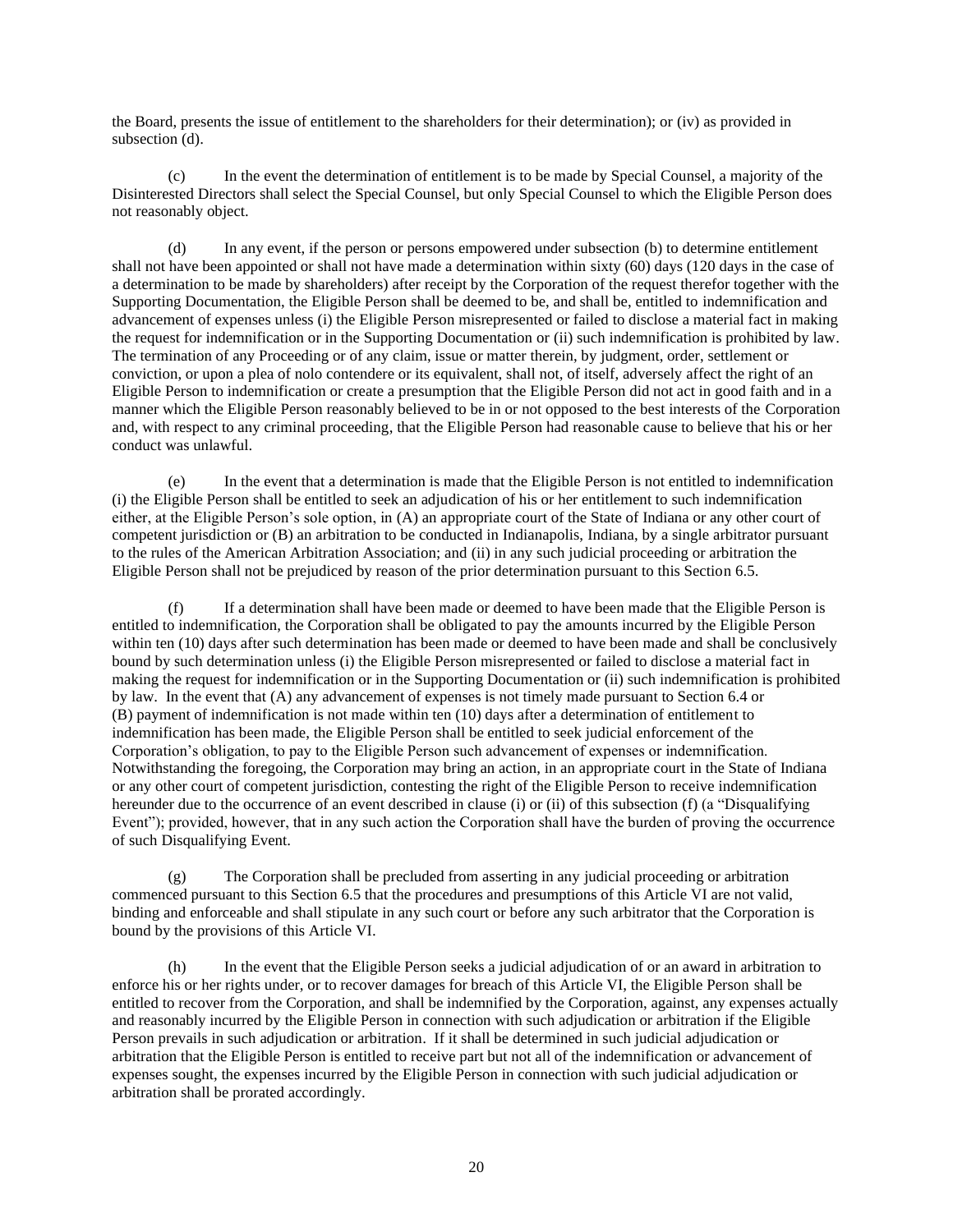the Board, presents the issue of entitlement to the shareholders for their determination); or (iv) as provided in subsection (d).

(c) In the event the determination of entitlement is to be made by Special Counsel, a majority of the Disinterested Directors shall select the Special Counsel, but only Special Counsel to which the Eligible Person does not reasonably object.

(d) In any event, if the person or persons empowered under subsection (b) to determine entitlement shall not have been appointed or shall not have made a determination within sixty (60) days (120 days in the case of a determination to be made by shareholders) after receipt by the Corporation of the request therefor together with the Supporting Documentation, the Eligible Person shall be deemed to be, and shall be, entitled to indemnification and advancement of expenses unless (i) the Eligible Person misrepresented or failed to disclose a material fact in making the request for indemnification or in the Supporting Documentation or (ii) such indemnification is prohibited by law. The termination of any Proceeding or of any claim, issue or matter therein, by judgment, order, settlement or conviction, or upon a plea of nolo contendere or its equivalent, shall not, of itself, adversely affect the right of an Eligible Person to indemnification or create a presumption that the Eligible Person did not act in good faith and in a manner which the Eligible Person reasonably believed to be in or not opposed to the best interests of the Corporation and, with respect to any criminal proceeding, that the Eligible Person had reasonable cause to believe that his or her conduct was unlawful.

(e) In the event that a determination is made that the Eligible Person is not entitled to indemnification (i) the Eligible Person shall be entitled to seek an adjudication of his or her entitlement to such indemnification either, at the Eligible Person's sole option, in (A) an appropriate court of the State of Indiana or any other court of competent jurisdiction or (B) an arbitration to be conducted in Indianapolis, Indiana, by a single arbitrator pursuant to the rules of the American Arbitration Association; and (ii) in any such judicial proceeding or arbitration the Eligible Person shall not be prejudiced by reason of the prior determination pursuant to this Section 6.5.

(f) If a determination shall have been made or deemed to have been made that the Eligible Person is entitled to indemnification, the Corporation shall be obligated to pay the amounts incurred by the Eligible Person within ten (10) days after such determination has been made or deemed to have been made and shall be conclusively bound by such determination unless (i) the Eligible Person misrepresented or failed to disclose a material fact in making the request for indemnification or in the Supporting Documentation or (ii) such indemnification is prohibited by law. In the event that (A) any advancement of expenses is not timely made pursuant to Section 6.4 or (B) payment of indemnification is not made within ten (10) days after a determination of entitlement to indemnification has been made, the Eligible Person shall be entitled to seek judicial enforcement of the Corporation's obligation, to pay to the Eligible Person such advancement of expenses or indemnification. Notwithstanding the foregoing, the Corporation may bring an action, in an appropriate court in the State of Indiana or any other court of competent jurisdiction, contesting the right of the Eligible Person to receive indemnification hereunder due to the occurrence of an event described in clause (i) or (ii) of this subsection (f) (a "Disqualifying Event"); provided, however, that in any such action the Corporation shall have the burden of proving the occurrence of such Disqualifying Event.

(g) The Corporation shall be precluded from asserting in any judicial proceeding or arbitration commenced pursuant to this Section 6.5 that the procedures and presumptions of this Article VI are not valid, binding and enforceable and shall stipulate in any such court or before any such arbitrator that the Corporation is bound by the provisions of this Article VI.

(h) In the event that the Eligible Person seeks a judicial adjudication of or an award in arbitration to enforce his or her rights under, or to recover damages for breach of this Article VI, the Eligible Person shall be entitled to recover from the Corporation, and shall be indemnified by the Corporation, against, any expenses actually and reasonably incurred by the Eligible Person in connection with such adjudication or arbitration if the Eligible Person prevails in such adjudication or arbitration. If it shall be determined in such judicial adjudication or arbitration that the Eligible Person is entitled to receive part but not all of the indemnification or advancement of expenses sought, the expenses incurred by the Eligible Person in connection with such judicial adjudication or arbitration shall be prorated accordingly.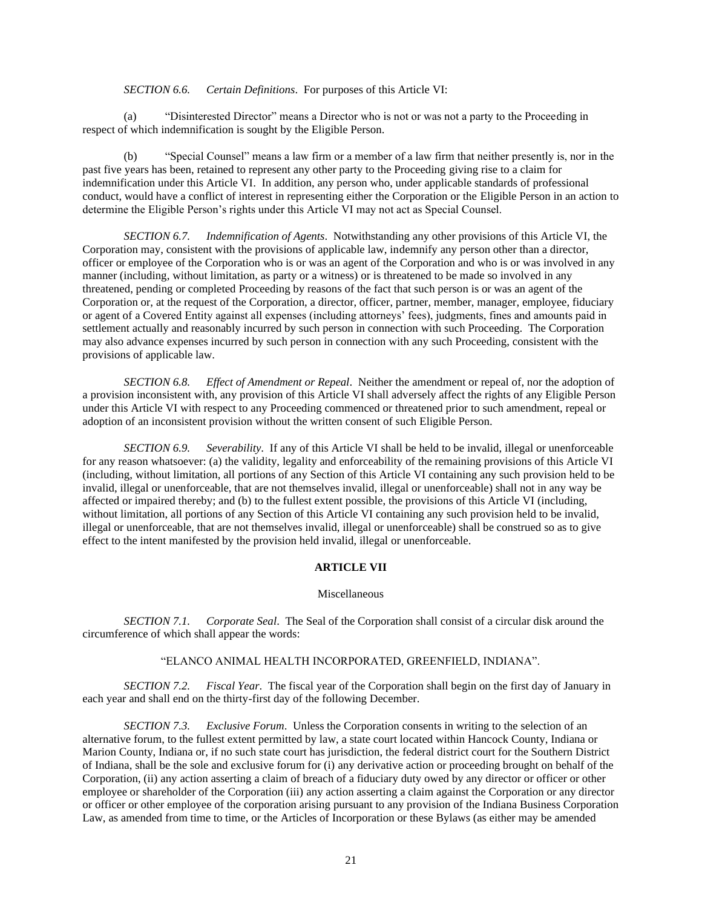*SECTION 6.6. Certain Definitions*. For purposes of this Article VI:

(a) "Disinterested Director" means a Director who is not or was not a party to the Proceeding in respect of which indemnification is sought by the Eligible Person.

(b) "Special Counsel" means a law firm or a member of a law firm that neither presently is, nor in the past five years has been, retained to represent any other party to the Proceeding giving rise to a claim for indemnification under this Article VI. In addition, any person who, under applicable standards of professional conduct, would have a conflict of interest in representing either the Corporation or the Eligible Person in an action to determine the Eligible Person's rights under this Article VI may not act as Special Counsel.

*SECTION 6.7. Indemnification of Agents*. Notwithstanding any other provisions of this Article VI, the Corporation may, consistent with the provisions of applicable law, indemnify any person other than a director, officer or employee of the Corporation who is or was an agent of the Corporation and who is or was involved in any manner (including, without limitation, as party or a witness) or is threatened to be made so involved in any threatened, pending or completed Proceeding by reasons of the fact that such person is or was an agent of the Corporation or, at the request of the Corporation, a director, officer, partner, member, manager, employee, fiduciary or agent of a Covered Entity against all expenses (including attorneys' fees), judgments, fines and amounts paid in settlement actually and reasonably incurred by such person in connection with such Proceeding. The Corporation may also advance expenses incurred by such person in connection with any such Proceeding, consistent with the provisions of applicable law.

*SECTION 6.8. Effect of Amendment or Repeal*. Neither the amendment or repeal of, nor the adoption of a provision inconsistent with, any provision of this Article VI shall adversely affect the rights of any Eligible Person under this Article VI with respect to any Proceeding commenced or threatened prior to such amendment, repeal or adoption of an inconsistent provision without the written consent of such Eligible Person.

*SECTION 6.9. Severability*. If any of this Article VI shall be held to be invalid, illegal or unenforceable for any reason whatsoever: (a) the validity, legality and enforceability of the remaining provisions of this Article VI (including, without limitation, all portions of any Section of this Article VI containing any such provision held to be invalid, illegal or unenforceable, that are not themselves invalid, illegal or unenforceable) shall not in any way be affected or impaired thereby; and (b) to the fullest extent possible, the provisions of this Article VI (including, without limitation, all portions of any Section of this Article VI containing any such provision held to be invalid, illegal or unenforceable, that are not themselves invalid, illegal or unenforceable) shall be construed so as to give effect to the intent manifested by the provision held invalid, illegal or unenforceable.

## ARTICLE VII

Miscellaneous

*SECTION 7.1. Corporate Seal*. The Seal of the Corporation shall consist of a circular disk around the circumference of which shall appear the words:

"ELANCO ANIMAL HEALTH INCORPORATED, GREENFIELD, INDIANA".

*SECTION 7.2. Fiscal Year*. The fiscal year of the Corporation shall begin on the first day of January in each year and shall end on the thirty-first day of the following December.

*SECTION 7.3. Exclusive Forum*. Unless the Corporation consents in writing to the selection of an alternative forum, to the fullest extent permitted by law, a state court located within Hancock County, Indiana or Marion County, Indiana or, if no such state court has jurisdiction, the federal district court for the Southern District of Indiana, shall be the sole and exclusive forum for (i) any derivative action or proceeding brought on behalf of the Corporation, (ii) any action asserting a claim of breach of a fiduciary duty owed by any director or officer or other employee or shareholder of the Corporation (iii) any action asserting a claim against the Corporation or any director or officer or other employee of the corporation arising pursuant to any provision of the Indiana Business Corporation Law, as amended from time to time, or the Articles of Incorporation or these Bylaws (as either may be amended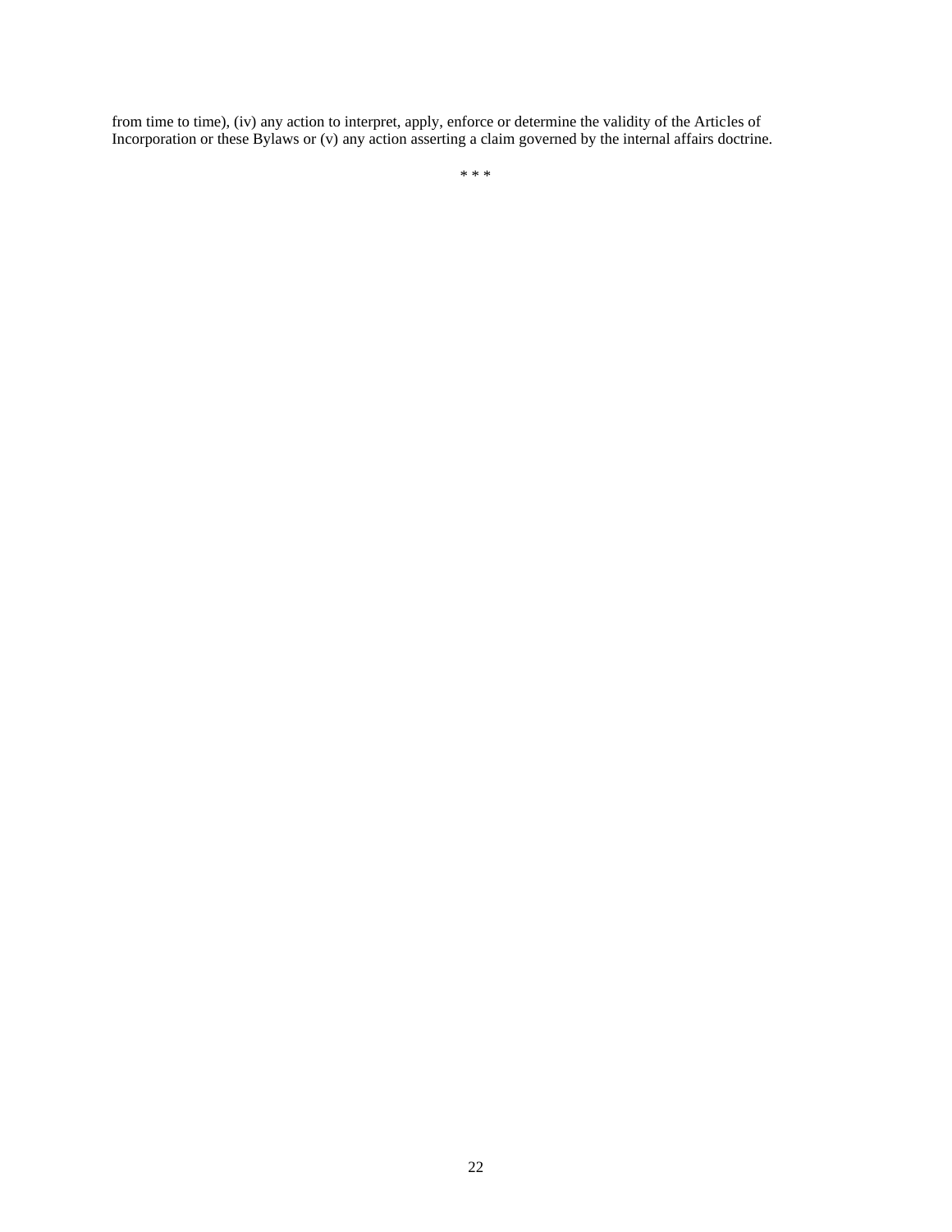from time to time), (iv) any action to interpret, apply, enforce or determine the validity of the Articles of Incorporation or these Bylaws or (v) any action asserting a claim governed by the internal affairs doctrine.

* * *